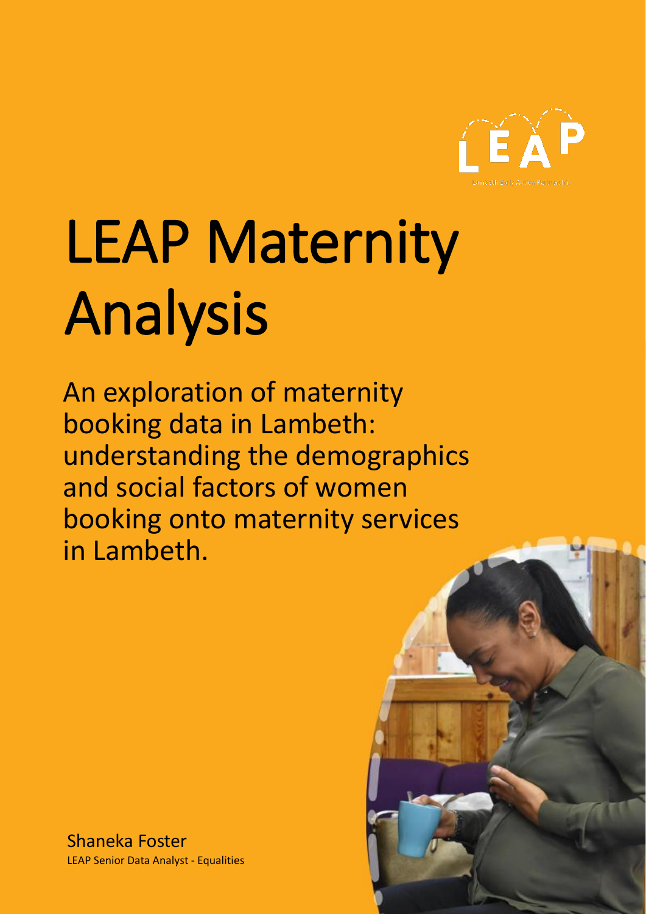# LEAP Maternity Analysis

An exploration of maternity booking data in Lambeth: understanding the demographics and social factors of women booking onto maternity services in Lambeth.

Shaneka Foster
LEAP Senior Data Analyst - Equalities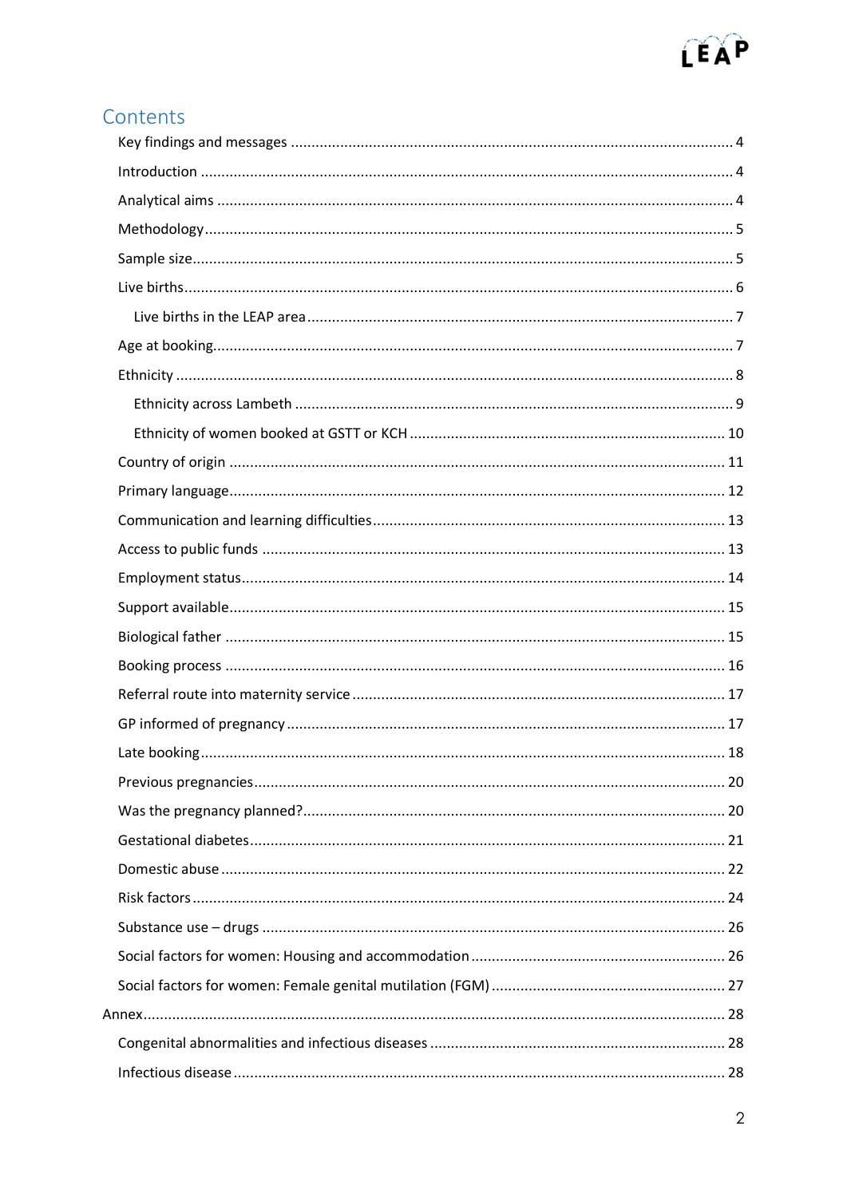# Contents

- Key findings and messages ... 4
- Introduction ... 4
- Analytical aims ... 4
- Methodology ... 5
- Sample size ... 5
- Live births ... 6
  - Live births in the LEAP area ... 7
- Age at booking ... 7
- Ethnicity ... 8
  - Ethnicity across Lambeth ... 9
  - Ethnicity of women booked at GSTT or KCH ... 10
- Country of origin ... 11
- Primary language ... 12
- Communication and learning difficulties ... 13
- Access to public funds ... 13
- Employment status ... 14
- Support available ... 15
- Biological father ... 15
- Booking process ... 16
- Referral route into maternity service ... 17
- GP informed of pregnancy ... 17
- Late booking ... 18
- Previous pregnancies ... 20
- Was the pregnancy planned? ... 20
- Gestational diabetes ... 21
- Domestic abuse ... 22
- Risk factors ... 24
- Substance use – drugs ... 26
- Social factors for women: Housing and accommodation ... 26
- Social factors for women: Female genital mutilation (FGM) ... 27

Annex ... 28

- Congenital abnormalities and infectious diseases ... 28
- Infectious disease ... 28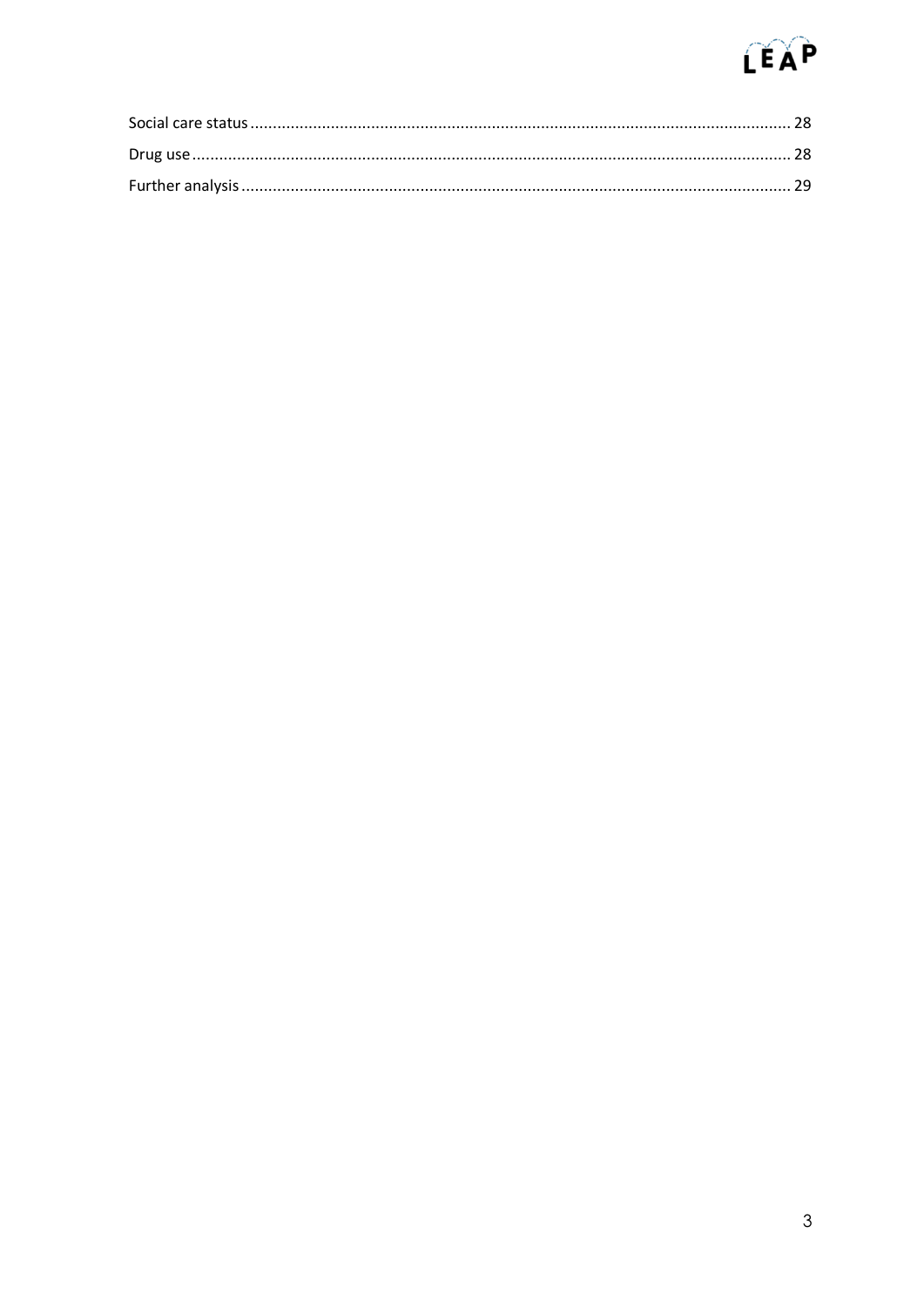Social care status ........................................................ 28

Drug use ........................................................ 28

Further analysis ........................................................ 29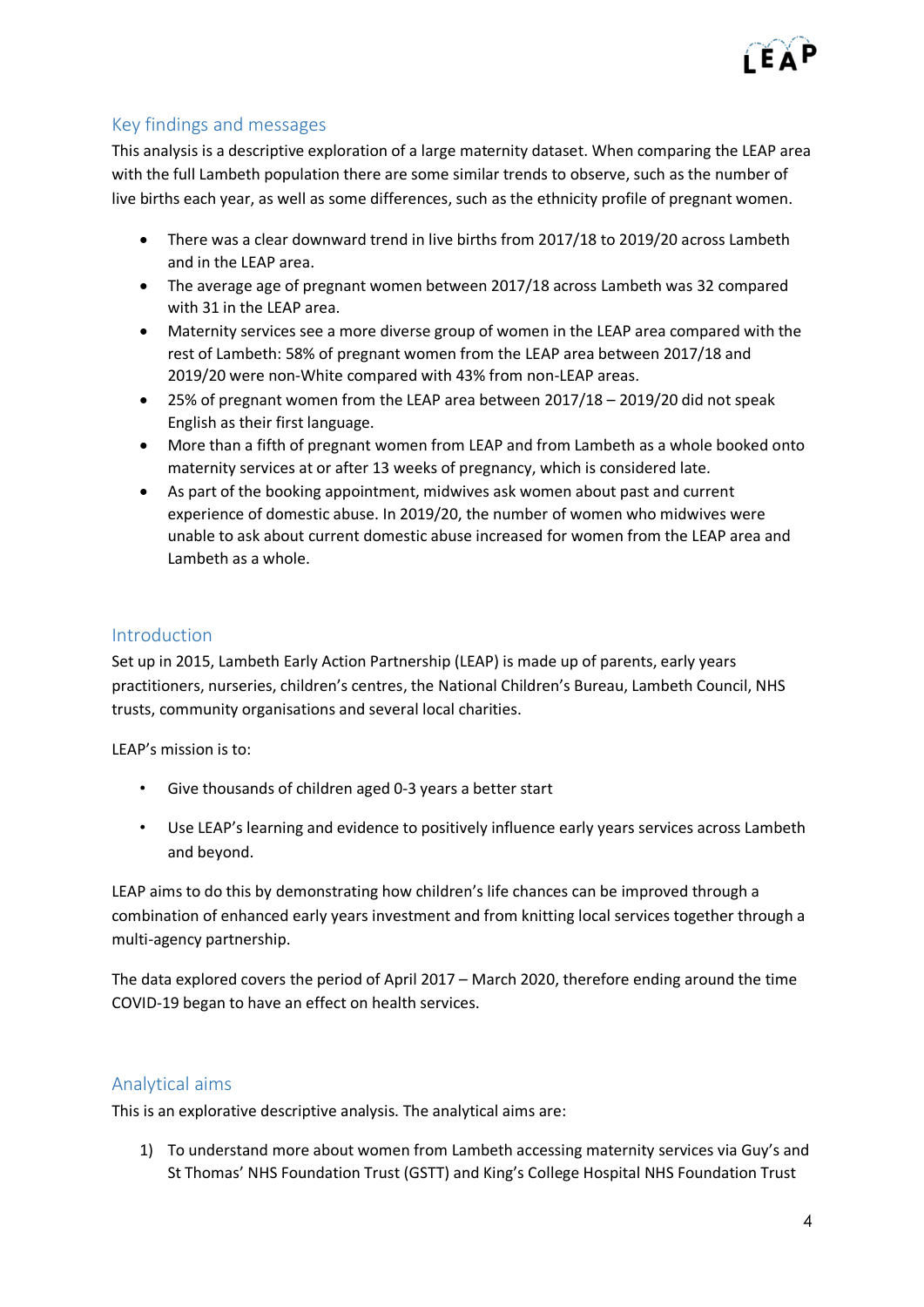## Key findings and messages

This analysis is a descriptive exploration of a large maternity dataset. When comparing the LEAP area with the full Lambeth population there are some similar trends to observe, such as the number of live births each year, as well as some differences, such as the ethnicity profile of pregnant women.

- There was a clear downward trend in live births from 2017/18 to 2019/20 across Lambeth and in the LEAP area.
- The average age of pregnant women between 2017/18 across Lambeth was 32 compared with 31 in the LEAP area.
- Maternity services see a more diverse group of women in the LEAP area compared with the rest of Lambeth: 58% of pregnant women from the LEAP area between 2017/18 and 2019/20 were non-White compared with 43% from non-LEAP areas.
- 25% of pregnant women from the LEAP area between 2017/18 – 2019/20 did not speak English as their first language.
- More than a fifth of pregnant women from LEAP and from Lambeth as a whole booked onto maternity services at or after 13 weeks of pregnancy, which is considered late.
- As part of the booking appointment, midwives ask women about past and current experience of domestic abuse. In 2019/20, the number of women who midwives were unable to ask about current domestic abuse increased for women from the LEAP area and Lambeth as a whole.

## Introduction

Set up in 2015, Lambeth Early Action Partnership (LEAP) is made up of parents, early years practitioners, nurseries, children's centres, the National Children's Bureau, Lambeth Council, NHS trusts, community organisations and several local charities.

LEAP's mission is to:

- Give thousands of children aged 0-3 years a better start
- Use LEAP's learning and evidence to positively influence early years services across Lambeth and beyond.

LEAP aims to do this by demonstrating how children's life chances can be improved through a combination of enhanced early years investment and from knitting local services together through a multi-agency partnership.

The data explored covers the period of April 2017 – March 2020, therefore ending around the time COVID-19 began to have an effect on health services.

## Analytical aims

This is an explorative descriptive analysis. The analytical aims are:

1) To understand more about women from Lambeth accessing maternity services via Guy's and St Thomas' NHS Foundation Trust (GSTT) and King's College Hospital NHS Foundation Trust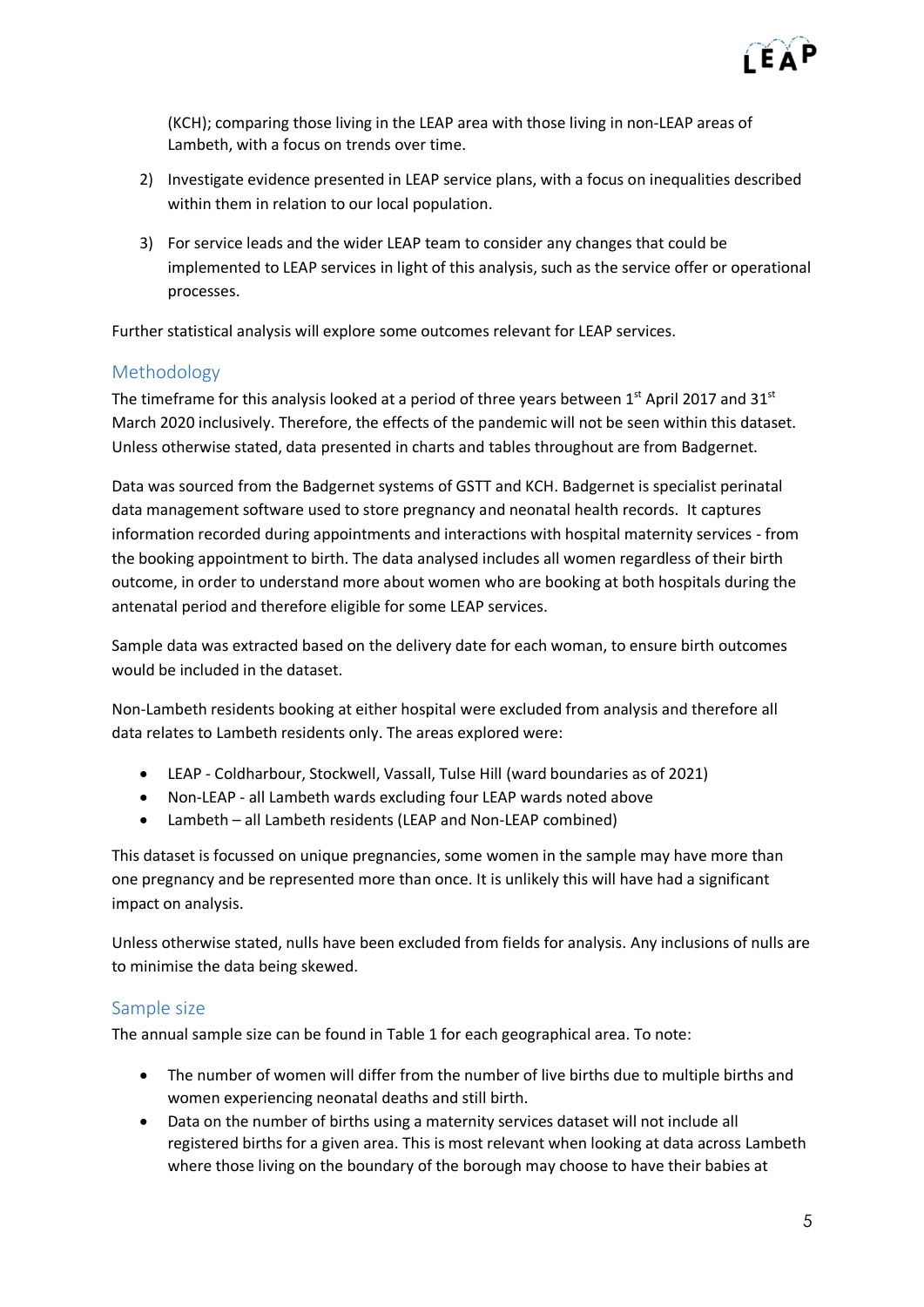(KCH); comparing those living in the LEAP area with those living in non-LEAP areas of Lambeth, with a focus on trends over time.

2) Investigate evidence presented in LEAP service plans, with a focus on inequalities described within them in relation to our local population.

3) For service leads and the wider LEAP team to consider any changes that could be implemented to LEAP services in light of this analysis, such as the service offer or operational processes.

Further statistical analysis will explore some outcomes relevant for LEAP services.

## Methodology

The timeframe for this analysis looked at a period of three years between 1st April 2017 and 31st March 2020 inclusively. Therefore, the effects of the pandemic will not be seen within this dataset. Unless otherwise stated, data presented in charts and tables throughout are from Badgernet.

Data was sourced from the Badgernet systems of GSTT and KCH. Badgernet is specialist perinatal data management software used to store pregnancy and neonatal health records. It captures information recorded during appointments and interactions with hospital maternity services - from the booking appointment to birth. The data analysed includes all women regardless of their birth outcome, in order to understand more about women who are booking at both hospitals during the antenatal period and therefore eligible for some LEAP services.

Sample data was extracted based on the delivery date for each woman, to ensure birth outcomes would be included in the dataset.

Non-Lambeth residents booking at either hospital were excluded from analysis and therefore all data relates to Lambeth residents only. The areas explored were:

- LEAP - Coldharbour, Stockwell, Vassall, Tulse Hill (ward boundaries as of 2021)
- Non-LEAP - all Lambeth wards excluding four LEAP wards noted above
- Lambeth – all Lambeth residents (LEAP and Non-LEAP combined)

This dataset is focussed on unique pregnancies, some women in the sample may have more than one pregnancy and be represented more than once. It is unlikely this will have had a significant impact on analysis.

Unless otherwise stated, nulls have been excluded from fields for analysis. Any inclusions of nulls are to minimise the data being skewed.

## Sample size

The annual sample size can be found in Table 1 for each geographical area. To note:

- The number of women will differ from the number of live births due to multiple births and women experiencing neonatal deaths and still birth.
- Data on the number of births using a maternity services dataset will not include all registered births for a given area. This is most relevant when looking at data across Lambeth where those living on the boundary of the borough may choose to have their babies at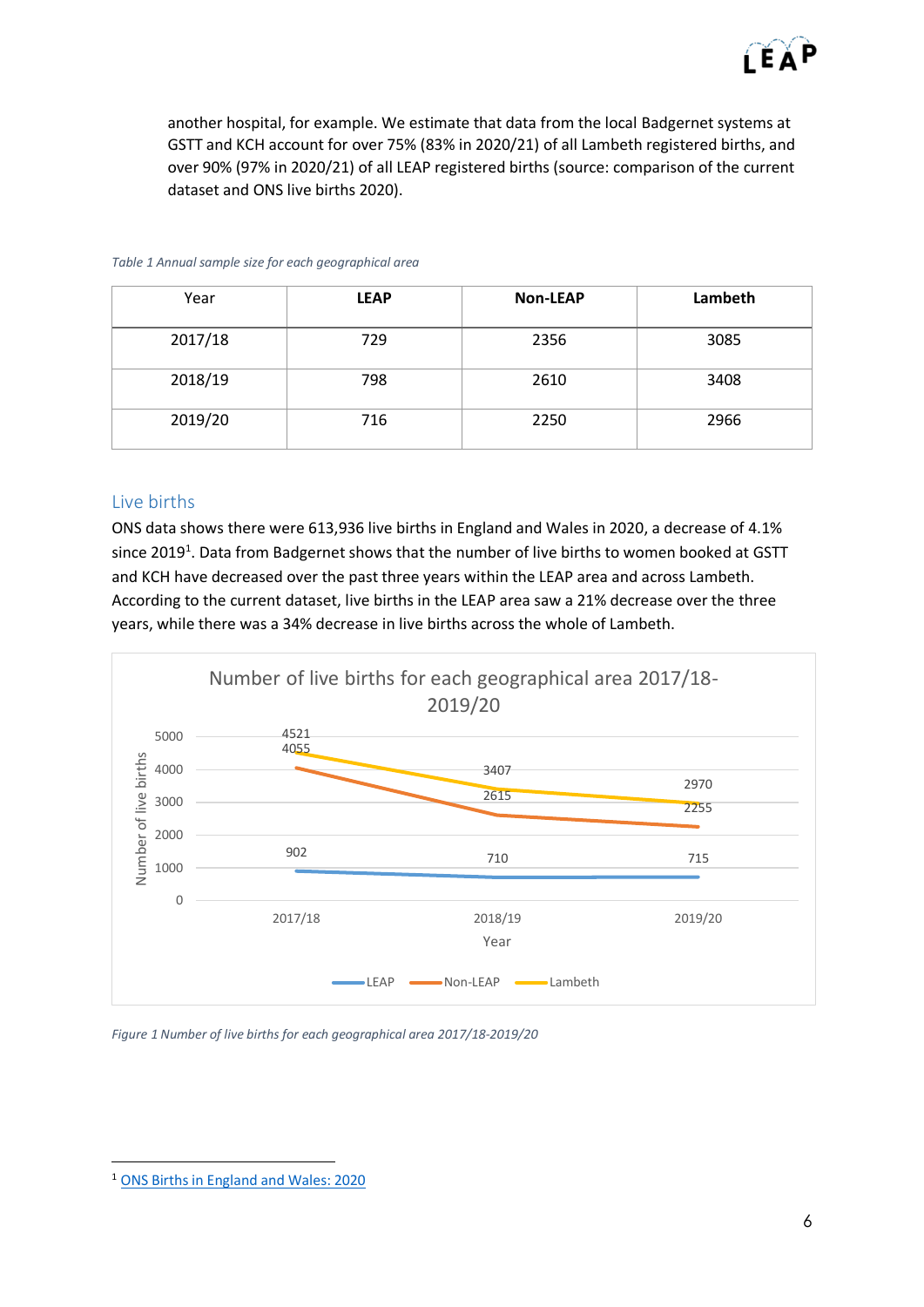another hospital, for example. We estimate that data from the local Badgernet systems at GSTT and KCH account for over 75% (83% in 2020/21) of all Lambeth registered births, and over 90% (97% in 2020/21) of all LEAP registered births (source: comparison of the current dataset and ONS live births 2020).

*Table 1 Annual sample size for each geographical area*

| Year | **LEAP** | **Non-LEAP** | **Lambeth** |
|---|---|---|---|
| 2017/18 | 729 | 2356 | 3085 |
| 2018/19 | 798 | 2610 | 3408 |
| 2019/20 | 716 | 2250 | 2966 |

## Live births

ONS data shows there were 613,936 live births in England and Wales in 2020, a decrease of 4.1% since 2019[1]. Data from Badgernet shows that the number of live births to women booked at GSTT and KCH have decreased over the past three years within the LEAP area and across Lambeth. According to the current dataset, live births in the LEAP area saw a 21% decrease over the three years, while there was a 34% decrease in live births across the whole of Lambeth.

Number of live births for each geographical area 2017/18-2019/20

| Year | LEAP | Non-LEAP | Lambeth |
|---|---|---|---|
| 2017/18 | 902 | 4055 | 4521 |
| 2018/19 | 710 | 2615 | 3407 |
| 2019/20 | 715 | 2255 | 2970 |

*Figure 1 Number of live births for each geographical area 2017/18-2019/20*

---

[1] ONS Births in England and Wales: 2020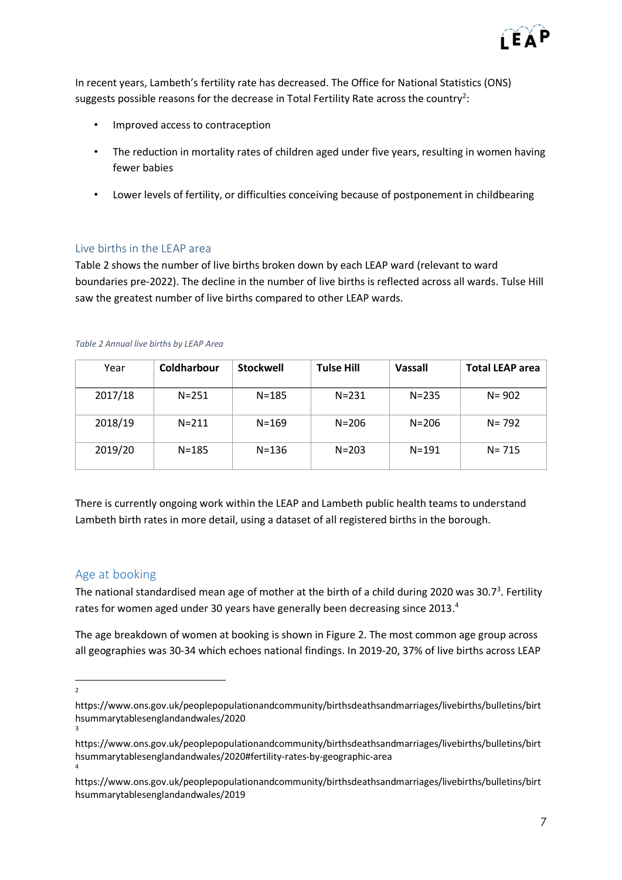In recent years, Lambeth's fertility rate has decreased. The Office for National Statistics (ONS) suggests possible reasons for the decrease in Total Fertility Rate across the country[2]:

- Improved access to contraception
- The reduction in mortality rates of children aged under five years, resulting in women having fewer babies
- Lower levels of fertility, or difficulties conceiving because of postponement in childbearing

## Live births in the LEAP area

Table 2 shows the number of live births broken down by each LEAP ward (relevant to ward boundaries pre-2022). The decline in the number of live births is reflected across all wards. Tulse Hill saw the greatest number of live births compared to other LEAP wards.

*Table 2 Annual live births by LEAP Area*

| Year | **Coldharbour** | **Stockwell** | **Tulse Hill** | **Vassall** | **Total LEAP area** |
|---|---|---|---|---|---|
| 2017/18 | N=251 | N=185 | N=231 | N=235 | N= 902 |
| 2018/19 | N=211 | N=169 | N=206 | N=206 | N= 792 |
| 2019/20 | N=185 | N=136 | N=203 | N=191 | N= 715 |

There is currently ongoing work within the LEAP and Lambeth public health teams to understand Lambeth birth rates in more detail, using a dataset of all registered births in the borough.

## Age at booking

The national standardised mean age of mother at the birth of a child during 2020 was 30.7[3]. Fertility rates for women aged under 30 years have generally been decreasing since 2013.[4]

The age breakdown of women at booking is shown in Figure 2. The most common age group across all geographies was 30-34 which echoes national findings. In 2019-20, 37% of live births across LEAP

---

[2] https://www.ons.gov.uk/peoplepopulationandcommunity/birthsdeathsandmarriages/livebirths/bulletins/birthsummarytablesenglandandwales/2020

[3] https://www.ons.gov.uk/peoplepopulationandcommunity/birthsdeathsandmarriages/livebirths/bulletins/birthsummarytablesenglandandwales/2020#fertility-rates-by-geographic-area

[4] https://www.ons.gov.uk/peoplepopulationandcommunity/birthsdeathsandmarriages/livebirths/bulletins/birthsummarytablesenglandandwales/2019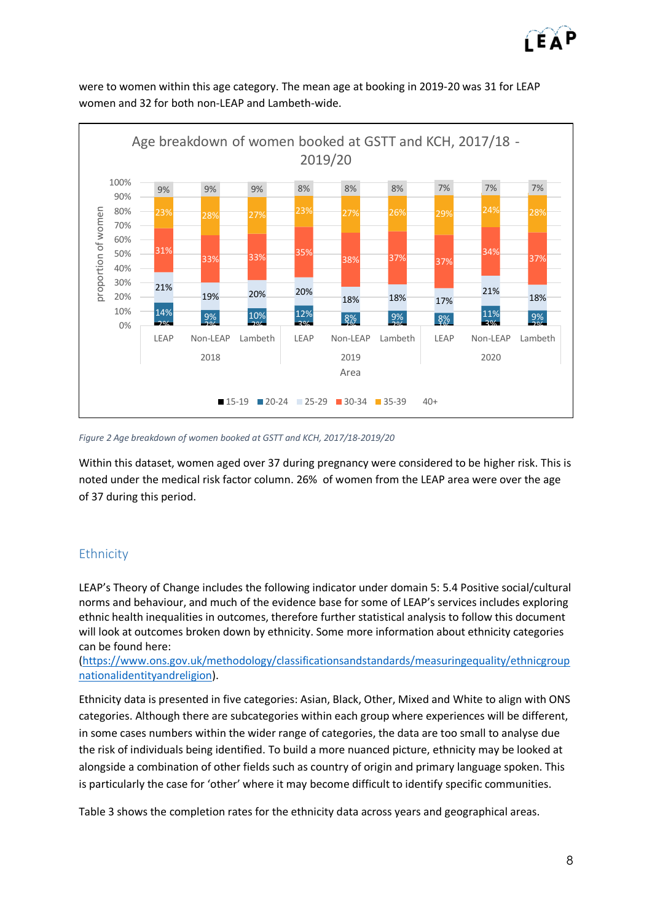were to women within this age category. The mean age at booking in 2019-20 was 31 for LEAP women and 32 for both non-LEAP and Lambeth-wide.

| Year | Area | 15-19 | 20-24 | 25-29 | 30-34 | 35-39 | 40+ |
|---|---|---|---|---|---|---|---|
| 2018 | LEAP | 2% | 14% | 21% | 31% | 23% | 9% |
| 2018 | Non-LEAP | 2% | 9% | 19% | 33% | 28% | 9% |
| 2018 | Lambeth | 2% | 10% | 20% | 33% | 27% | 9% |
| 2019 | LEAP | 3% | 12% | 20% | 35% | 23% | 8% |
| 2019 | Non-LEAP | 2% | 8% | 18% | 38% | 27% | 8% |
| 2019 | Lambeth | 2% | 9% | 18% | 37% | 26% | 8% |
| 2020 | LEAP | 1% | 8% | 17% | 37% | 29% | 7% |
| 2020 | Non-LEAP | 3% | 11% | 21% | 34% | 24% | 7% |
| 2020 | Lambeth | 2% | 9% | 18% | 37% | 28% | 7% |

*Figure 2 Age breakdown of women booked at GSTT and KCH, 2017/18-2019/20*

Within this dataset, women aged over 37 during pregnancy were considered to be higher risk. This is noted under the medical risk factor column. 26% of women from the LEAP area were over the age of 37 during this period.

## Ethnicity

LEAP's Theory of Change includes the following indicator under domain 5: 5.4 Positive social/cultural norms and behaviour, and much of the evidence base for some of LEAP's services includes exploring ethnic health inequalities in outcomes, therefore further statistical analysis to follow this document will look at outcomes broken down by ethnicity. Some more information about ethnicity categories can be found here: (https://www.ons.gov.uk/methodology/classificationsandstandards/measuringequality/ethnicgroupnationalidentityandreligion).

Ethnicity data is presented in five categories: Asian, Black, Other, Mixed and White to align with ONS categories. Although there are subcategories within each group where experiences will be different, in some cases numbers within the wider range of categories, the data are too small to analyse due the risk of individuals being identified. To build a more nuanced picture, ethnicity may be looked at alongside a combination of other fields such as country of origin and primary language spoken. This is particularly the case for 'other' where it may become difficult to identify specific communities.

Table 3 shows the completion rates for the ethnicity data across years and geographical areas.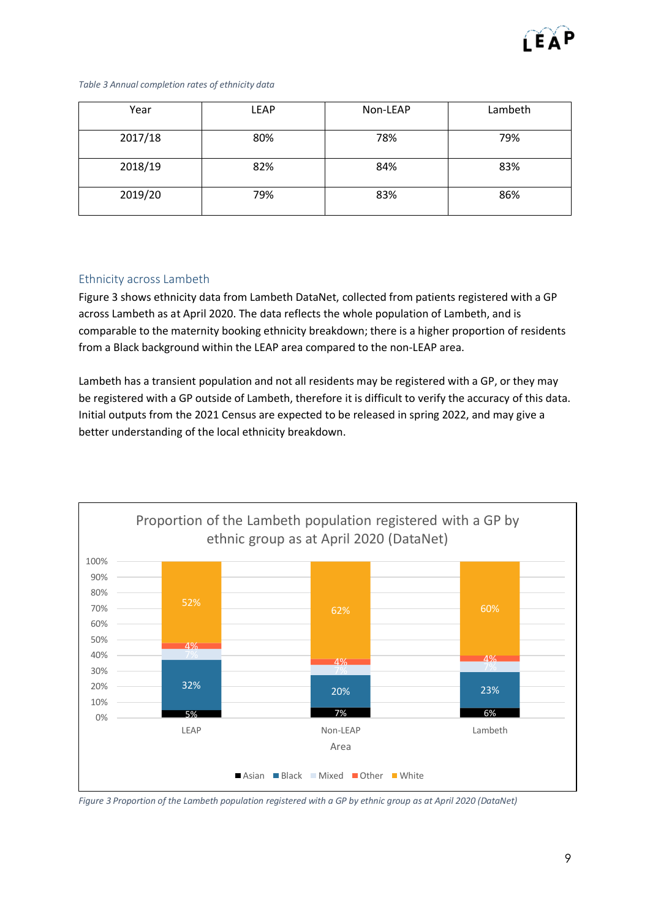*Table 3 Annual completion rates of ethnicity data*

| Year | LEAP | Non-LEAP | Lambeth |
|---|---|---|---|
| 2017/18 | 80% | 78% | 79% |
| 2018/19 | 82% | 84% | 83% |
| 2019/20 | 79% | 83% | 86% |

## Ethnicity across Lambeth

Figure 3 shows ethnicity data from Lambeth DataNet, collected from patients registered with a GP across Lambeth as at April 2020. The data reflects the whole population of Lambeth, and is comparable to the maternity booking ethnicity breakdown; there is a higher proportion of residents from a Black background within the LEAP area compared to the non-LEAP area.

Lambeth has a transient population and not all residents may be registered with a GP, or they may be registered with a GP outside of Lambeth, therefore it is difficult to verify the accuracy of this data. Initial outputs from the 2021 Census are expected to be released in spring 2022, and may give a better understanding of the local ethnicity breakdown.

**Proportion of the Lambeth population registered with a GP by ethnic group as at April 2020 (DataNet)**

| Area | Asian | Black | Mixed | Other | White |
|---|---|---|---|---|---|
| LEAP | 5% | 32% | 7% | 4% | 52% |
| Non-LEAP | 7% | 20% | 7% | 4% | 62% |
| Lambeth | 6% | 23% | 7% | 4% | 60% |

*Figure 3 Proportion of the Lambeth population registered with a GP by ethnic group as at April 2020 (DataNet)*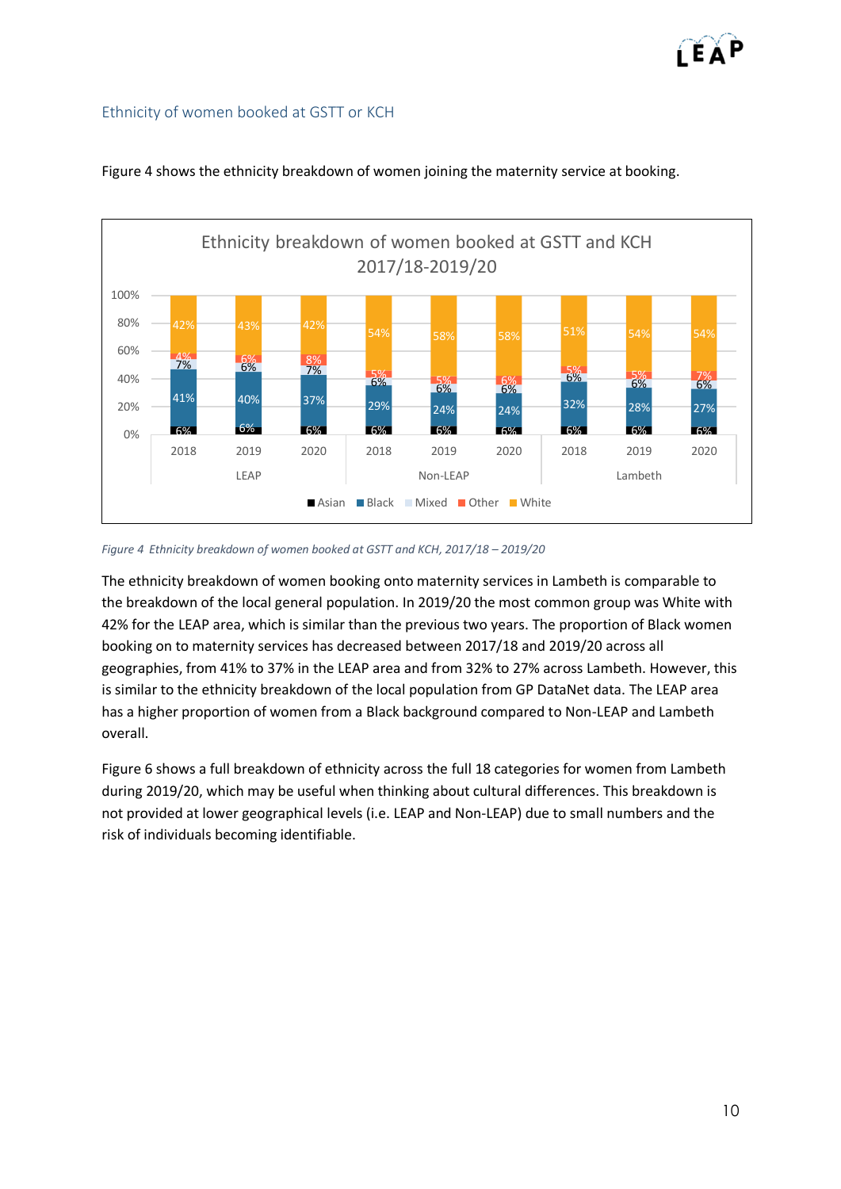## Ethnicity of women booked at GSTT or KCH

Figure 4 shows the ethnicity breakdown of women joining the maternity service at booking.

**Ethnicity breakdown of women booked at GSTT and KCH 2017/18-2019/20**

| Area | Year | Asian | Black | Mixed | Other | White |
|---|---|---|---|---|---|---|
| LEAP | 2018 | 6% | 41% | 7% | 4% | 42% |
| LEAP | 2019 | 6% | 40% | 6% | 6% | 43% |
| LEAP | 2020 | 6% | 37% | 7% | 8% | 42% |
| Non-LEAP | 2018 | 6% | 29% | 6% | 5% | 54% |
| Non-LEAP | 2019 | 6% | 24% | 6% | 5% | 58% |
| Non-LEAP | 2020 | 6% | 24% | 6% | 6% | 58% |
| Lambeth | 2018 | 6% | 32% | 6% | 5% | 51% |
| Lambeth | 2019 | 6% | 28% | 6% | 5% | 54% |
| Lambeth | 2020 | 6% | 27% | 6% | 7% | 54% |

*Figure 4 Ethnicity breakdown of women booked at GSTT and KCH, 2017/18 – 2019/20*

The ethnicity breakdown of women booking onto maternity services in Lambeth is comparable to the breakdown of the local general population. In 2019/20 the most common group was White with 42% for the LEAP area, which is similar than the previous two years. The proportion of Black women booking on to maternity services has decreased between 2017/18 and 2019/20 across all geographies, from 41% to 37% in the LEAP area and from 32% to 27% across Lambeth. However, this is similar to the ethnicity breakdown of the local population from GP DataNet data. The LEAP area has a higher proportion of women from a Black background compared to Non-LEAP and Lambeth overall.

Figure 6 shows a full breakdown of ethnicity across the full 18 categories for women from Lambeth during 2019/20, which may be useful when thinking about cultural differences. This breakdown is not provided at lower geographical levels (i.e. LEAP and Non-LEAP) due to small numbers and the risk of individuals becoming identifiable.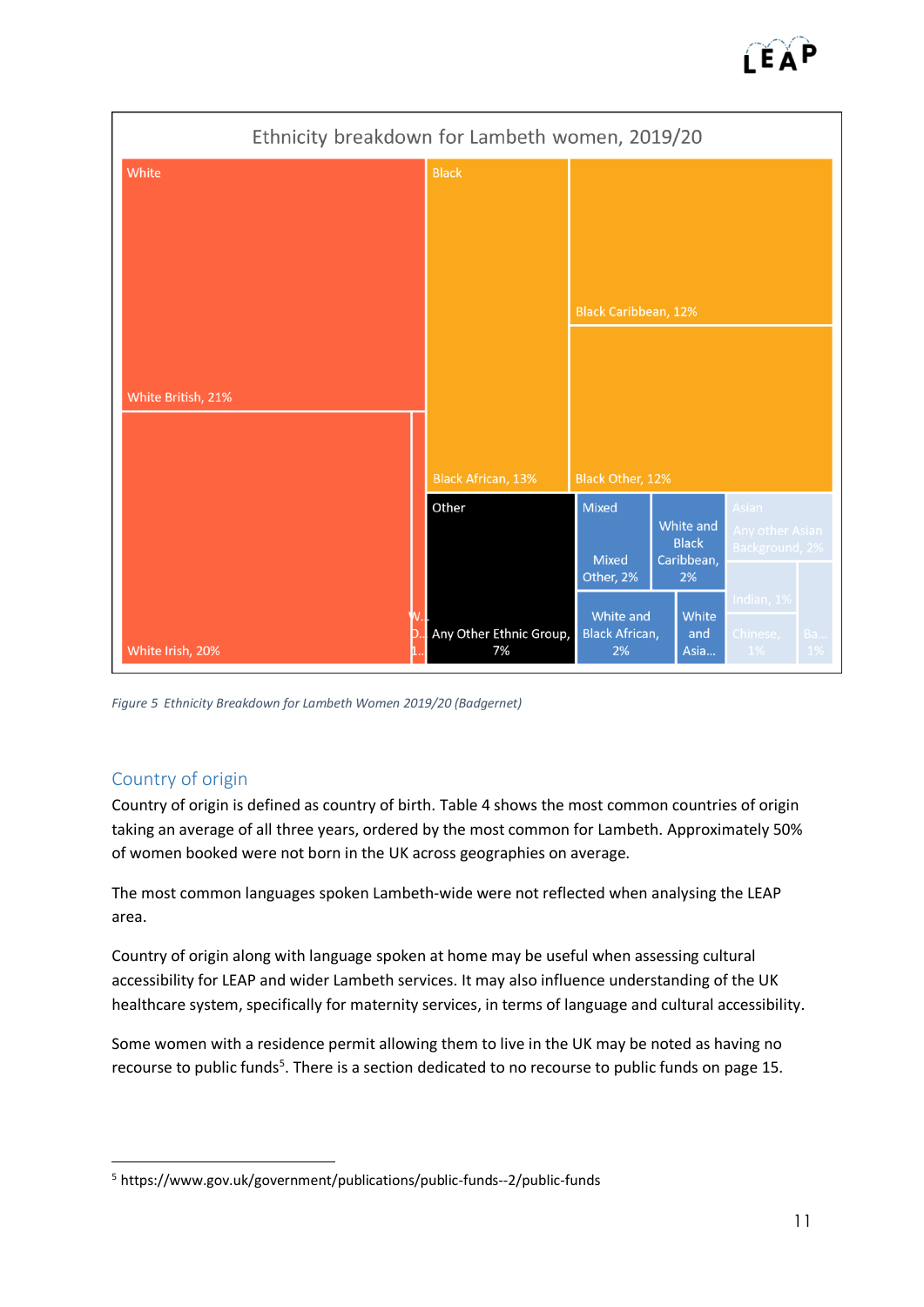Ethnicity breakdown for Lambeth women, 2019/20

| Group | Category | Percentage |
| --- | --- | --- |
| White | White British | 21% |
| White | White Irish | 20% |
| Black | Black African | 13% |
| Black | Black Caribbean | 12% |
| Black | Black Other | 12% |
| Other | Any Other Ethnic Group | 7% |
| Mixed | Mixed Other | 2% |
| Mixed | White and Black Caribbean | 2% |
| Mixed | White and Black African | 2% |
| Mixed | White and Asia... | |
| Asian | Any other Asian Background | 2% |
| Asian | Indian | 1% |
| Asian | Chinese | 1% |
| Asian | Ba... | 1% |

*Figure 5 Ethnicity Breakdown for Lambeth Women 2019/20 (Badgernet)*

## Country of origin

Country of origin is defined as country of birth. Table 4 shows the most common countries of origin taking an average of all three years, ordered by the most common for Lambeth. Approximately 50% of women booked were not born in the UK across geographies on average.

The most common languages spoken Lambeth-wide were not reflected when analysing the LEAP area.

Country of origin along with language spoken at home may be useful when assessing cultural accessibility for LEAP and wider Lambeth services. It may also influence understanding of the UK healthcare system, specifically for maternity services, in terms of language and cultural accessibility.

Some women with a residence permit allowing them to live in the UK may be noted as having no recourse to public funds[5]. There is a section dedicated to no recourse to public funds on page 15.

[5] https://www.gov.uk/government/publications/public-funds--2/public-funds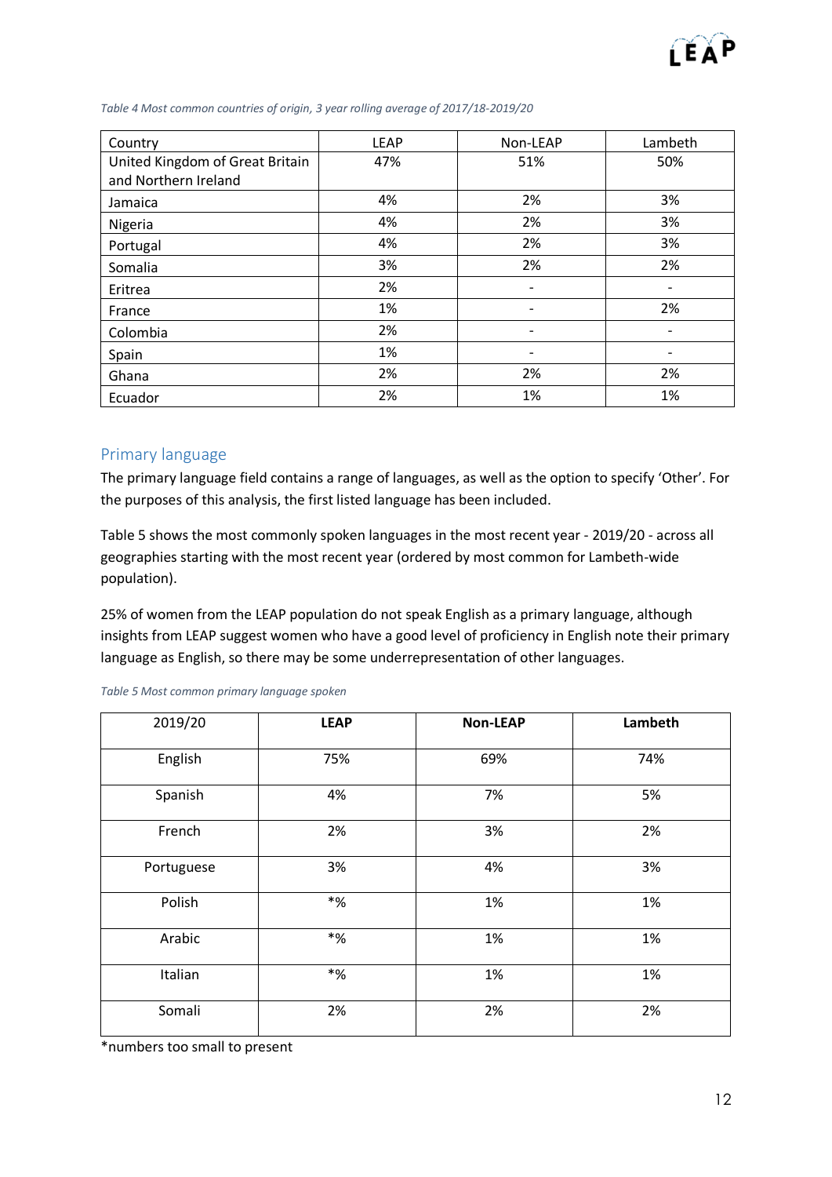*Table 4 Most common countries of origin, 3 year rolling average of 2017/18-2019/20*

| Country | LEAP | Non-LEAP | Lambeth |
|---|---|---|---|
| United Kingdom of Great Britain and Northern Ireland | 47% | 51% | 50% |
| Jamaica | 4% | 2% | 3% |
| Nigeria | 4% | 2% | 3% |
| Portugal | 4% | 2% | 3% |
| Somalia | 3% | 2% | 2% |
| Eritrea | 2% | - | - |
| France | 1% | - | 2% |
| Colombia | 2% | - | - |
| Spain | 1% | - | - |
| Ghana | 2% | 2% | 2% |
| Ecuador | 2% | 1% | 1% |

## Primary language

The primary language field contains a range of languages, as well as the option to specify 'Other'. For the purposes of this analysis, the first listed language has been included.

Table 5 shows the most commonly spoken languages in the most recent year - 2019/20 - across all geographies starting with the most recent year (ordered by most common for Lambeth-wide population).

25% of women from the LEAP population do not speak English as a primary language, although insights from LEAP suggest women who have a good level of proficiency in English note their primary language as English, so there may be some underrepresentation of other languages.

*Table 5 Most common primary language spoken*

| 2019/20 | **LEAP** | **Non-LEAP** | **Lambeth** |
|---|---|---|---|
| English | 75% | 69% | 74% |
| Spanish | 4% | 7% | 5% |
| French | 2% | 3% | 2% |
| Portuguese | 3% | 4% | 3% |
| Polish | *% | 1% | 1% |
| Arabic | *% | 1% | 1% |
| Italian | *% | 1% | 1% |
| Somali | 2% | 2% | 2% |

*numbers too small to present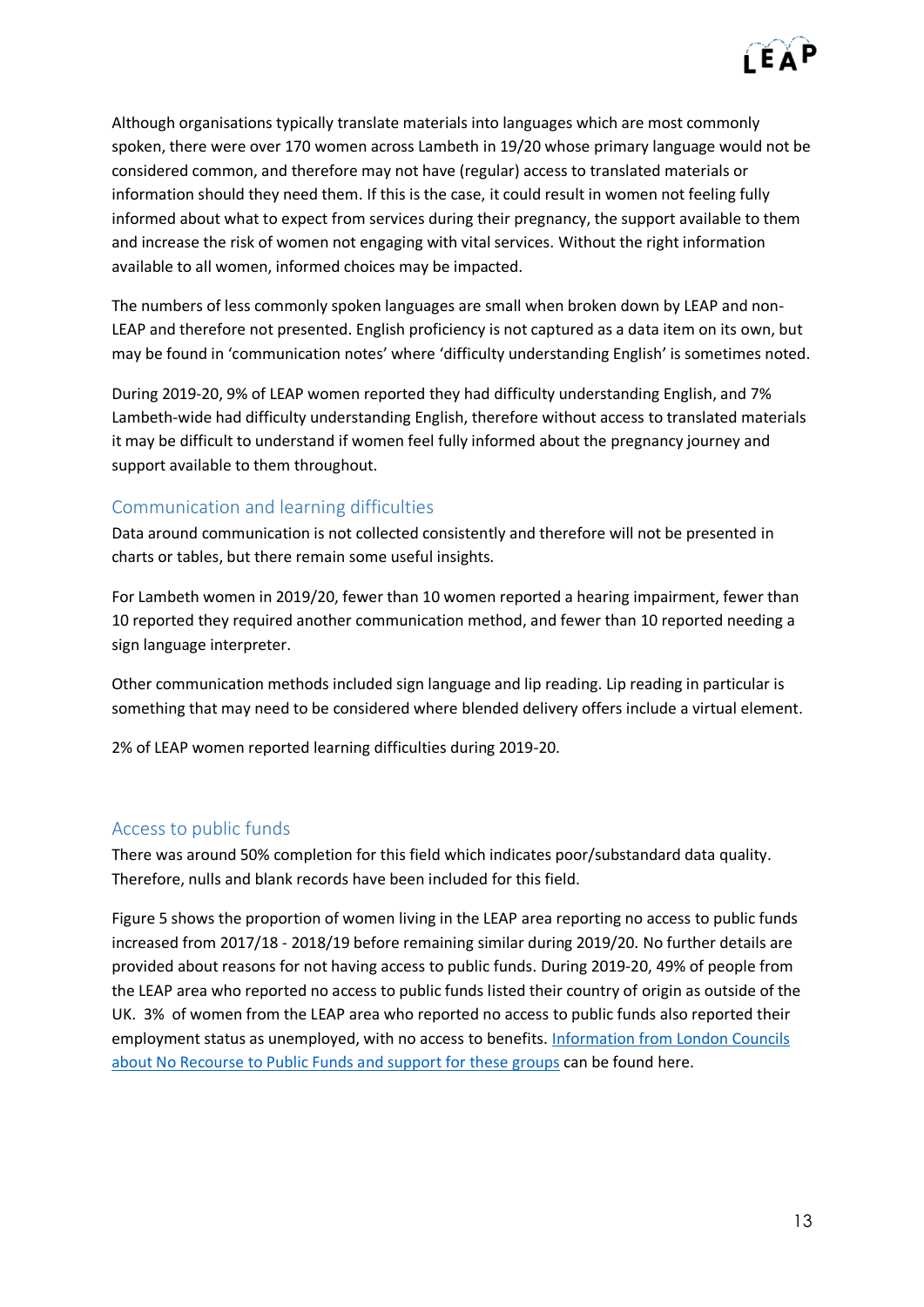Although organisations typically translate materials into languages which are most commonly spoken, there were over 170 women across Lambeth in 19/20 whose primary language would not be considered common, and therefore may not have (regular) access to translated materials or information should they need them. If this is the case, it could result in women not feeling fully informed about what to expect from services during their pregnancy, the support available to them and increase the risk of women not engaging with vital services. Without the right information available to all women, informed choices may be impacted.

The numbers of less commonly spoken languages are small when broken down by LEAP and non-LEAP and therefore not presented. English proficiency is not captured as a data item on its own, but may be found in 'communication notes' where 'difficulty understanding English' is sometimes noted.

During 2019-20, 9% of LEAP women reported they had difficulty understanding English, and 7% Lambeth-wide had difficulty understanding English, therefore without access to translated materials it may be difficult to understand if women feel fully informed about the pregnancy journey and support available to them throughout.

## Communication and learning difficulties

Data around communication is not collected consistently and therefore will not be presented in charts or tables, but there remain some useful insights.

For Lambeth women in 2019/20, fewer than 10 women reported a hearing impairment, fewer than 10 reported they required another communication method, and fewer than 10 reported needing a sign language interpreter.

Other communication methods included sign language and lip reading. Lip reading in particular is something that may need to be considered where blended delivery offers include a virtual element.

2% of LEAP women reported learning difficulties during 2019-20.

## Access to public funds

There was around 50% completion for this field which indicates poor/substandard data quality. Therefore, nulls and blank records have been included for this field.

Figure 5 shows the proportion of women living in the LEAP area reporting no access to public funds increased from 2017/18 - 2018/19 before remaining similar during 2019/20. No further details are provided about reasons for not having access to public funds. During 2019-20, 49% of people from the LEAP area who reported no access to public funds listed their country of origin as outside of the UK. 3% of women from the LEAP area who reported no access to public funds also reported their employment status as unemployed, with no access to benefits. Information from London Councils about No Recourse to Public Funds and support for these groups can be found here.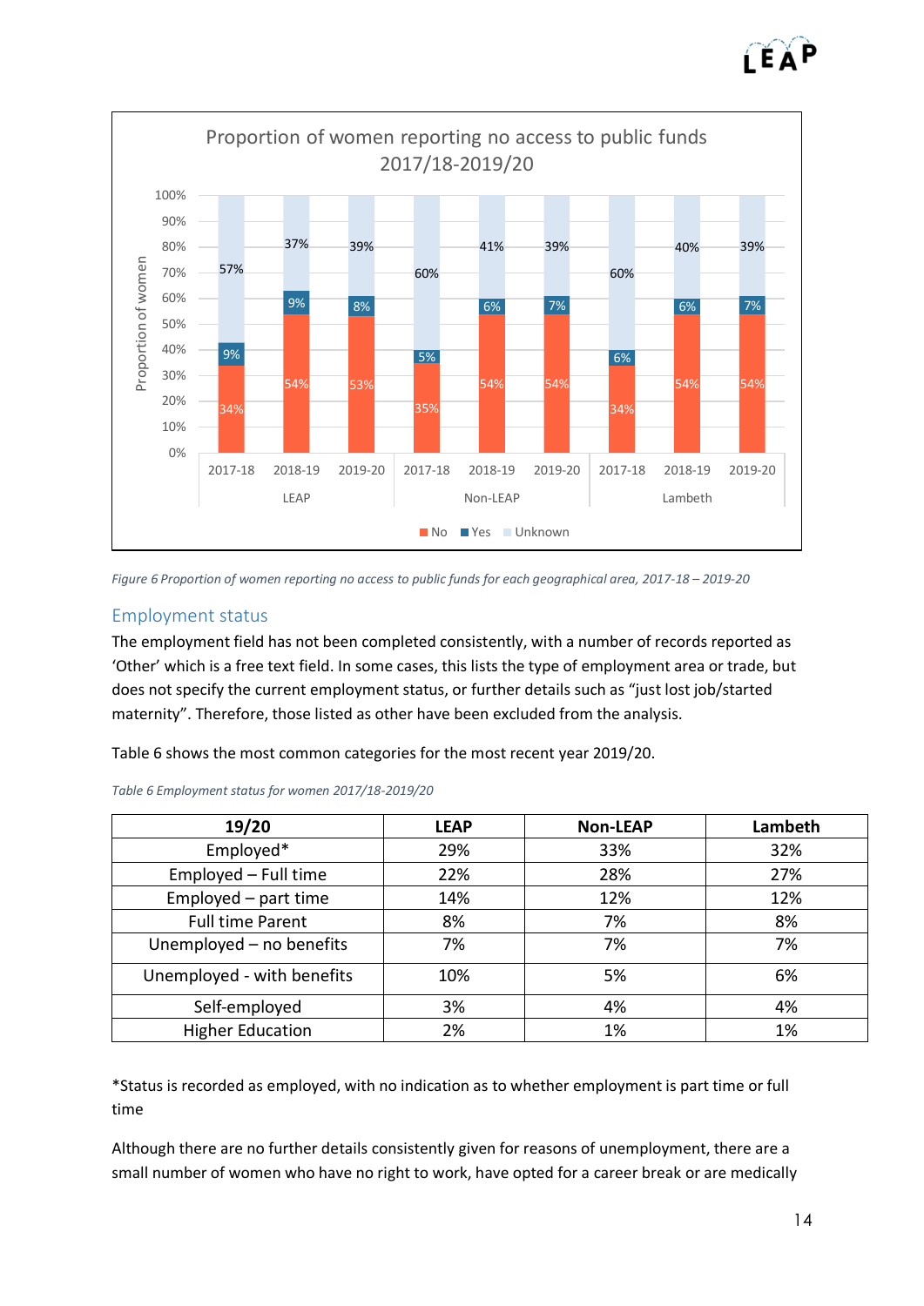Figure 6 Proportion of women reporting no access to public funds for each geographical area, 2017-18 – 2019-20

## Employment status

The employment field has not been completed consistently, with a number of records reported as 'Other' which is a free text field. In some cases, this lists the type of employment area or trade, but does not specify the current employment status, or further details such as "just lost job/started maternity". Therefore, those listed as other have been excluded from the analysis.

Table 6 shows the most common categories for the most recent year 2019/20.

*Table 6 Employment status for women 2017/18-2019/20*

| 19/20 | LEAP | Non-LEAP | Lambeth |
|---|---|---|---|
| Employed* | 29% | 33% | 32% |
| Employed – Full time | 22% | 28% | 27% |
| Employed – part time | 14% | 12% | 12% |
| Full time Parent | 8% | 7% | 8% |
| Unemployed – no benefits | 7% | 7% | 7% |
| Unemployed - with benefits | 10% | 5% | 6% |
| Self-employed | 3% | 4% | 4% |
| Higher Education | 2% | 1% | 1% |

*Status is recorded as employed, with no indication as to whether employment is part time or full time

Although there are no further details consistently given for reasons of unemployment, there are a small number of women who have no right to work, have opted for a career break or are medically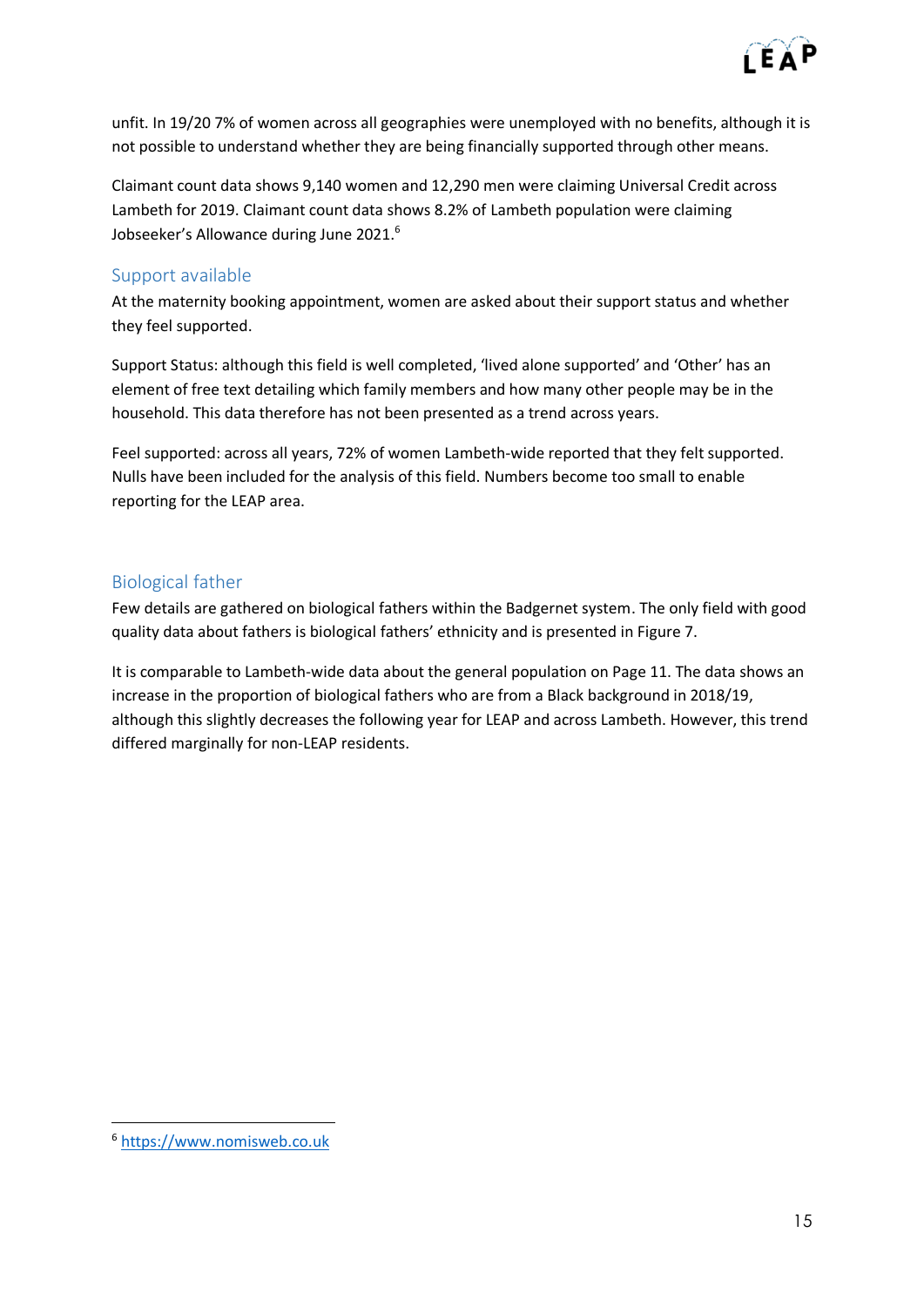unfit. In 19/20 7% of women across all geographies were unemployed with no benefits, although it is not possible to understand whether they are being financially supported through other means.

Claimant count data shows 9,140 women and 12,290 men were claiming Universal Credit across Lambeth for 2019. Claimant count data shows 8.2% of Lambeth population were claiming Jobseeker's Allowance during June 2021.[6]

## Support available

At the maternity booking appointment, women are asked about their support status and whether they feel supported.

Support Status: although this field is well completed, 'lived alone supported' and 'Other' has an element of free text detailing which family members and how many other people may be in the household. This data therefore has not been presented as a trend across years.

Feel supported: across all years, 72% of women Lambeth-wide reported that they felt supported. Nulls have been included for the analysis of this field. Numbers become too small to enable reporting for the LEAP area.

## Biological father

Few details are gathered on biological fathers within the Badgernet system. The only field with good quality data about fathers is biological fathers' ethnicity and is presented in Figure 7.

It is comparable to Lambeth-wide data about the general population on Page 11. The data shows an increase in the proportion of biological fathers who are from a Black background in 2018/19, although this slightly decreases the following year for LEAP and across Lambeth. However, this trend differed marginally for non-LEAP residents.

---

[6] https://www.nomisweb.co.uk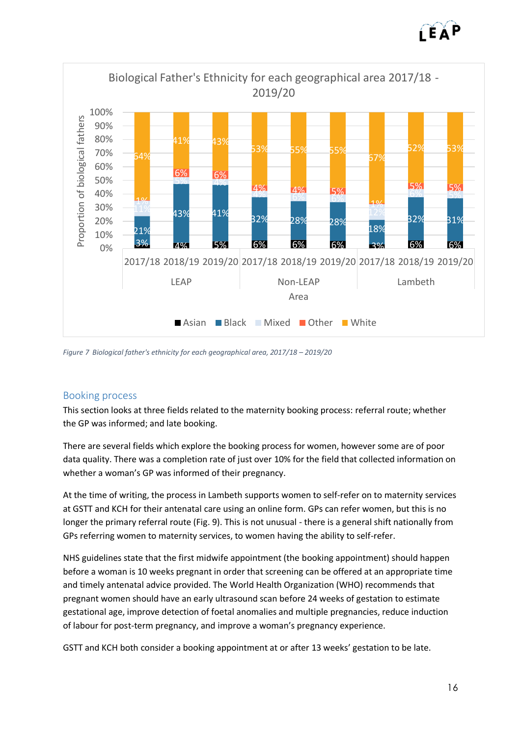Biological Father's Ethnicity for each geographical area 2017/18 - 2019/20

| Area | Year | Asian | Black | Mixed | Other | White |
|---|---|---|---|---|---|---|
| LEAP | 2017/18 | 3% | 21% | 11% | 1% | 64% |
| LEAP | 2018/19 | 4% | 43% | 5% | 6% | 41% |
| LEAP | 2019/20 | 5% | 41% | 4% | 6% | 43% |
| Non-LEAP | 2017/18 | 6% | 32% | 4% | 4% | 53% |
| Non-LEAP | 2018/19 | 6% | 28% | 6% | 4% | 55% |
| Non-LEAP | 2019/20 | 6% | 28% | 6% | 5% | 55% |
| Lambeth | 2017/18 | 3% | 18% | 12% | 1% | 67% |
| Lambeth | 2018/19 | 6% | 32% | 6% | 5% | 52% |
| Lambeth | 2019/20 | 6% | 31% | 5% | 5% | 53% |

*Figure 7 Biological father's ethnicity for each geographical area, 2017/18 – 2019/20*

## Booking process

This section looks at three fields related to the maternity booking process: referral route; whether the GP was informed; and late booking.

There are several fields which explore the booking process for women, however some are of poor data quality. There was a completion rate of just over 10% for the field that collected information on whether a woman's GP was informed of their pregnancy.

At the time of writing, the process in Lambeth supports women to self-refer on to maternity services at GSTT and KCH for their antenatal care using an online form. GPs can refer women, but this is no longer the primary referral route (Fig. 9). This is not unusual - there is a general shift nationally from GPs referring women to maternity services, to women having the ability to self-refer.

NHS guidelines state that the first midwife appointment (the booking appointment) should happen before a woman is 10 weeks pregnant in order that screening can be offered at an appropriate time and timely antenatal advice provided. The World Health Organization (WHO) recommends that pregnant women should have an early ultrasound scan before 24 weeks of gestation to estimate gestational age, improve detection of foetal anomalies and multiple pregnancies, reduce induction of labour for post-term pregnancy, and improve a woman's pregnancy experience.

GSTT and KCH both consider a booking appointment at or after 13 weeks' gestation to be late.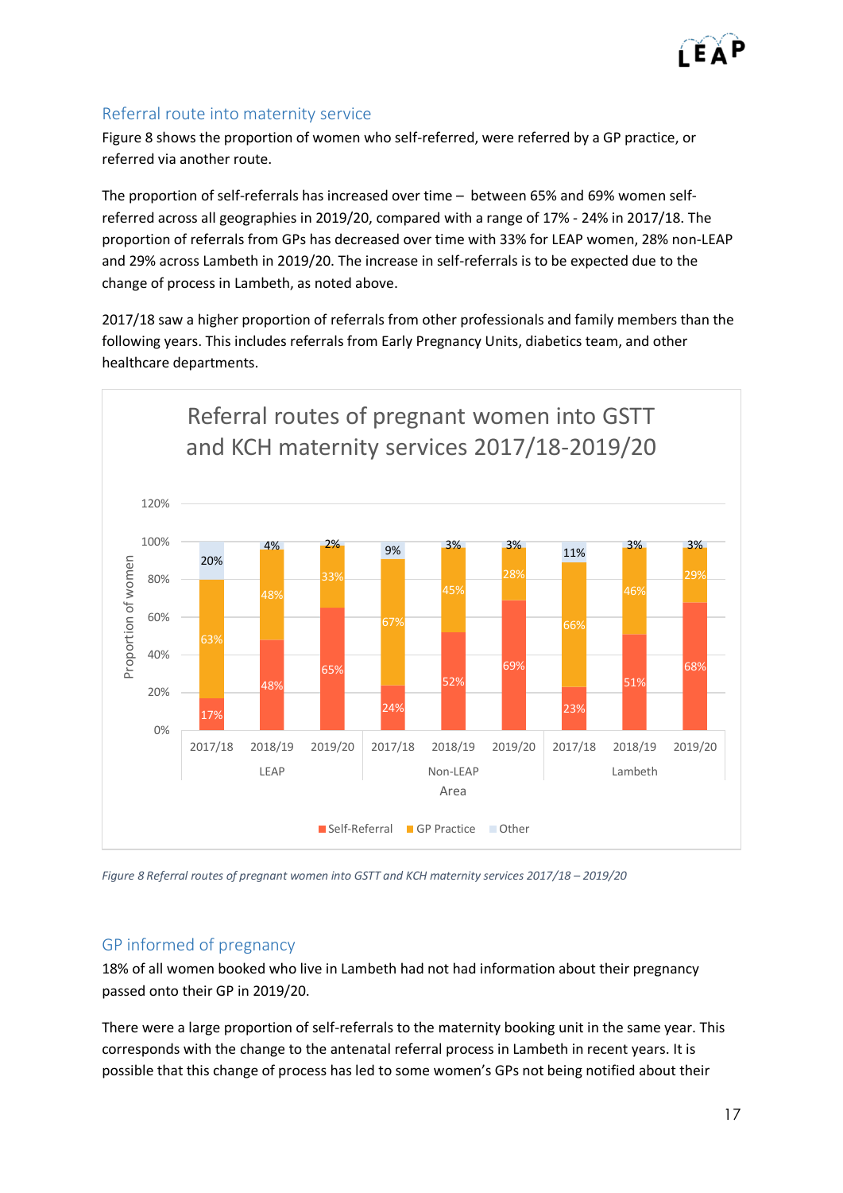## Referral route into maternity service

Figure 8 shows the proportion of women who self-referred, were referred by a GP practice, or referred via another route.

The proportion of self-referrals has increased over time – between 65% and 69% women self-referred across all geographies in 2019/20, compared with a range of 17% - 24% in 2017/18. The proportion of referrals from GPs has decreased over time with 33% for LEAP women, 28% non-LEAP and 29% across Lambeth in 2019/20. The increase in self-referrals is to be expected due to the change of process in Lambeth, as noted above.

2017/18 saw a higher proportion of referrals from other professionals and family members than the following years. This includes referrals from Early Pregnancy Units, diabetics team, and other healthcare departments.

**Referral routes of pregnant women into GSTT and KCH maternity services 2017/18-2019/20**

| Area | Year | Self-Referral | GP Practice | Other |
|---|---|---|---|---|
| LEAP | 2017/18 | 17% | 63% | 20% |
| LEAP | 2018/19 | 48% | 48% | 4% |
| LEAP | 2019/20 | 65% | 33% | 2% |
| Non-LEAP | 2017/18 | 24% | 67% | 9% |
| Non-LEAP | 2018/19 | 52% | 45% | 3% |
| Non-LEAP | 2019/20 | 69% | 28% | 3% |
| Lambeth | 2017/18 | 23% | 66% | 11% |
| Lambeth | 2018/19 | 51% | 46% | 3% |
| Lambeth | 2019/20 | 68% | 29% | 3% |

*Figure 8 Referral routes of pregnant women into GSTT and KCH maternity services 2017/18 – 2019/20*

## GP informed of pregnancy

18% of all women booked who live in Lambeth had not had information about their pregnancy passed onto their GP in 2019/20.

There were a large proportion of self-referrals to the maternity booking unit in the same year. This corresponds with the change to the antenatal referral process in Lambeth in recent years. It is possible that this change of process has led to some women's GPs not being notified about their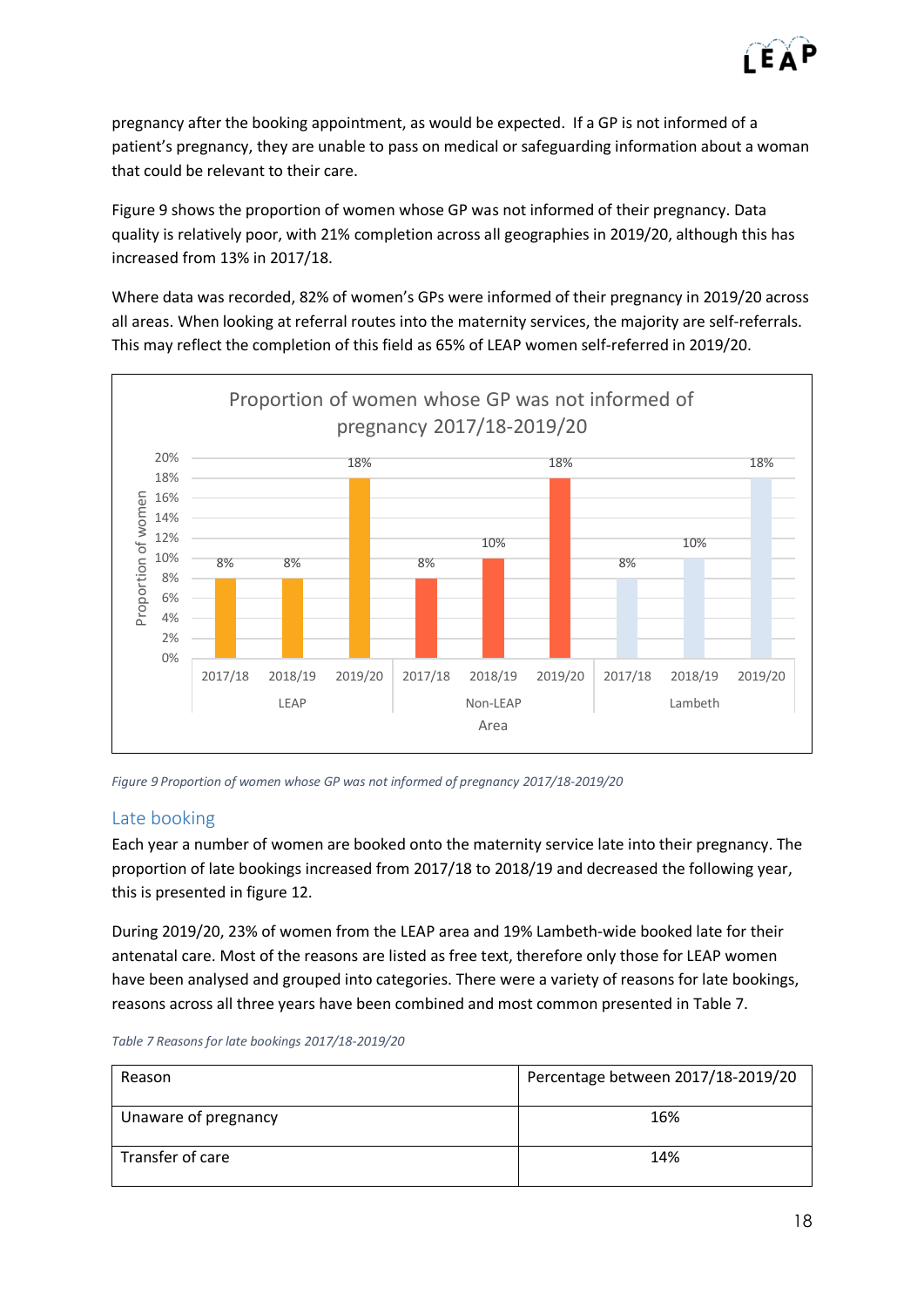pregnancy after the booking appointment, as would be expected. If a GP is not informed of a patient's pregnancy, they are unable to pass on medical or safeguarding information about a woman that could be relevant to their care.

Figure 9 shows the proportion of women whose GP was not informed of their pregnancy. Data quality is relatively poor, with 21% completion across all geographies in 2019/20, although this has increased from 13% in 2017/18.

Where data was recorded, 82% of women's GPs were informed of their pregnancy in 2019/20 across all areas. When looking at referral routes into the maternity services, the majority are self-referrals. This may reflect the completion of this field as 65% of LEAP women self-referred in 2019/20.

Proportion of women whose GP was not informed of pregnancy 2017/18-2019/20

| Area | 2017/18 | 2018/19 | 2019/20 |
|---|---|---|---|
| LEAP | 8% | 8% | 18% |
| Non-LEAP | 8% | 10% | 18% |
| Lambeth | 8% | 10% | 18% |

*Figure 9 Proportion of women whose GP was not informed of pregnancy 2017/18-2019/20*

## Late booking

Each year a number of women are booked onto the maternity service late into their pregnancy. The proportion of late bookings increased from 2017/18 to 2018/19 and decreased the following year, this is presented in figure 12.

During 2019/20, 23% of women from the LEAP area and 19% Lambeth-wide booked late for their antenatal care. Most of the reasons are listed as free text, therefore only those for LEAP women have been analysed and grouped into categories. There were a variety of reasons for late bookings, reasons across all three years have been combined and most common presented in Table 7.

*Table 7 Reasons for late bookings 2017/18-2019/20*

| Reason | Percentage between 2017/18-2019/20 |
|---|---|
| Unaware of pregnancy | 16% |
| Transfer of care | 14% |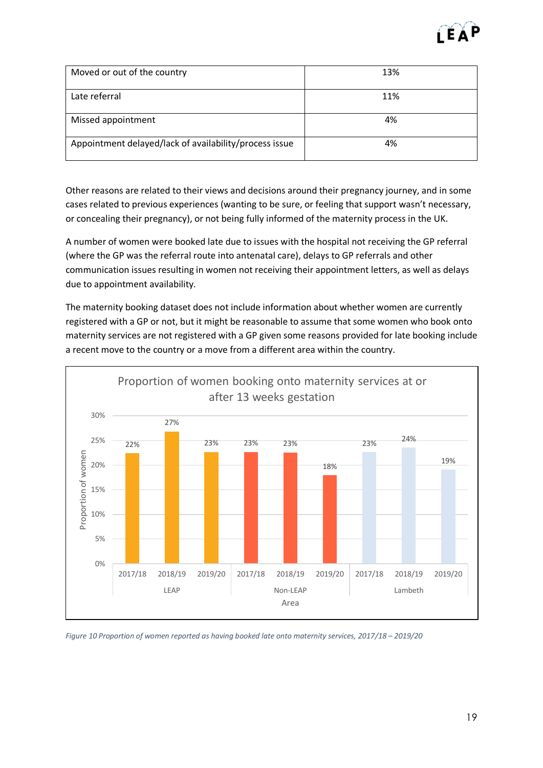| Moved or out of the country | 13% |
|---|---|
| Late referral | 11% |
| Missed appointment | 4% |
| Appointment delayed/lack of availability/process issue | 4% |

Other reasons are related to their views and decisions around their pregnancy journey, and in some cases related to previous experiences (wanting to be sure, or feeling that support wasn't necessary, or concealing their pregnancy), or not being fully informed of the maternity process in the UK.

A number of women were booked late due to issues with the hospital not receiving the GP referral (where the GP was the referral route into antenatal care), delays to GP referrals and other communication issues resulting in women not receiving their appointment letters, as well as delays due to appointment availability.

The maternity booking dataset does not include information about whether women are currently registered with a GP or not, but it might be reasonable to assume that some women who book onto maternity services are not registered with a GP given some reasons provided for late booking include a recent move to the country or a move from a different area within the country.

**Proportion of women booking onto maternity services at or after 13 weeks gestation**

| Area | Year | Proportion of women |
|---|---|---|
| LEAP | 2017/18 | 22% |
| LEAP | 2018/19 | 27% |
| LEAP | 2019/20 | 23% |
| Non-LEAP | 2017/18 | 23% |
| Non-LEAP | 2018/19 | 23% |
| Non-LEAP | 2019/20 | 18% |
| Lambeth | 2017/18 | 23% |
| Lambeth | 2018/19 | 24% |
| Lambeth | 2019/20 | 19% |

*Figure 10 Proportion of women reported as having booked late onto maternity services, 2017/18 – 2019/20*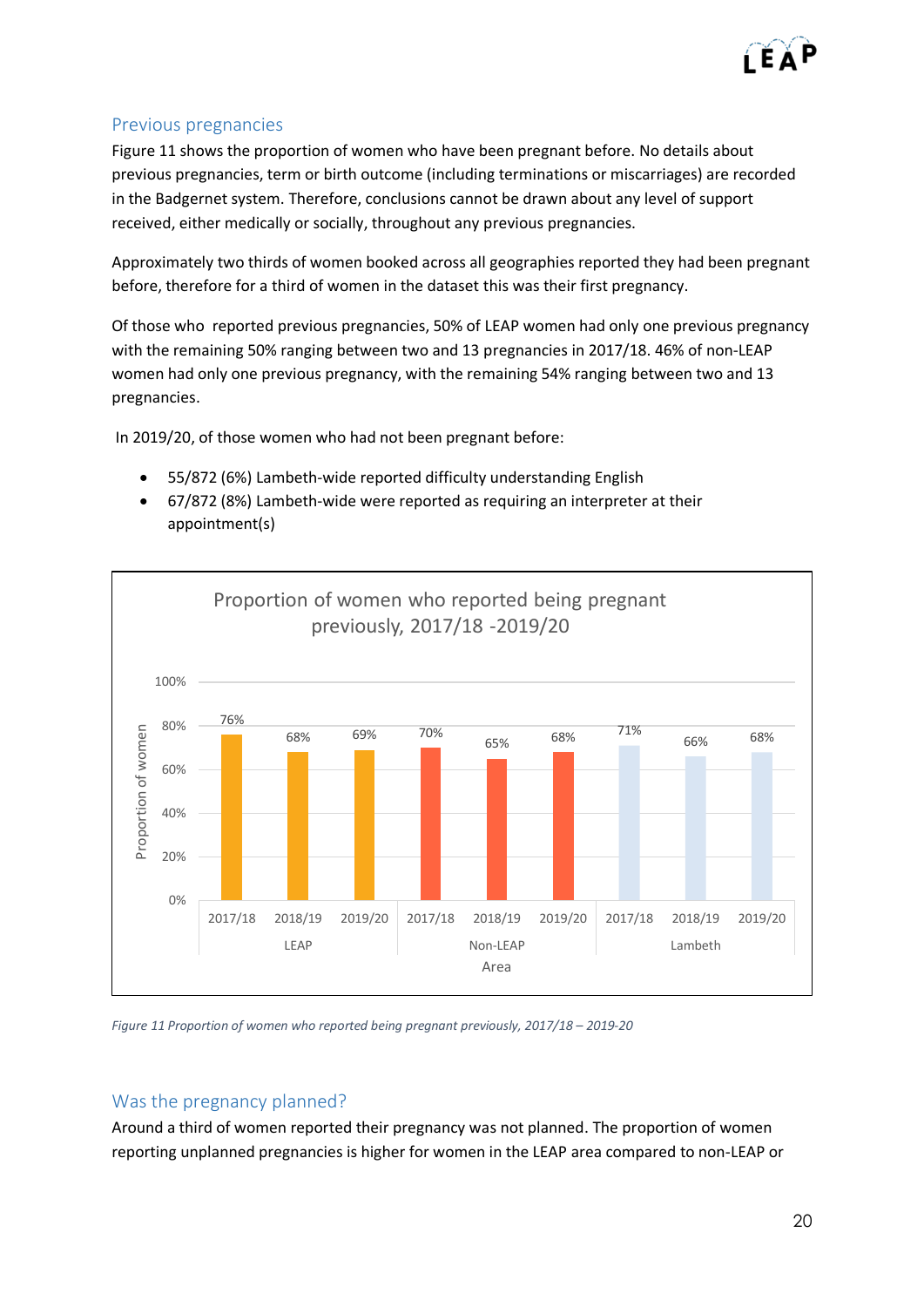## Previous pregnancies

Figure 11 shows the proportion of women who have been pregnant before. No details about previous pregnancies, term or birth outcome (including terminations or miscarriages) are recorded in the Badgernet system. Therefore, conclusions cannot be drawn about any level of support received, either medically or socially, throughout any previous pregnancies.

Approximately two thirds of women booked across all geographies reported they had been pregnant before, therefore for a third of women in the dataset this was their first pregnancy.

Of those who reported previous pregnancies, 50% of LEAP women had only one previous pregnancy with the remaining 50% ranging between two and 13 pregnancies in 2017/18. 46% of non-LEAP women had only one previous pregnancy, with the remaining 54% ranging between two and 13 pregnancies.

In 2019/20, of those women who had not been pregnant before:

- 55/872 (6%) Lambeth-wide reported difficulty understanding English
- 67/872 (8%) Lambeth-wide were reported as requiring an interpreter at their appointment(s)

Proportion of women who reported being pregnant previously, 2017/18 -2019/20

| Area | Year | Proportion of women |
|---|---|---|
| LEAP | 2017/18 | 76% |
| LEAP | 2018/19 | 68% |
| LEAP | 2019/20 | 69% |
| Non-LEAP | 2017/18 | 70% |
| Non-LEAP | 2018/19 | 65% |
| Non-LEAP | 2019/20 | 68% |
| Lambeth | 2017/18 | 71% |
| Lambeth | 2018/19 | 66% |
| Lambeth | 2019/20 | 68% |

*Figure 11 Proportion of women who reported being pregnant previously, 2017/18 – 2019-20*

## Was the pregnancy planned?

Around a third of women reported their pregnancy was not planned. The proportion of women reporting unplanned pregnancies is higher for women in the LEAP area compared to non-LEAP or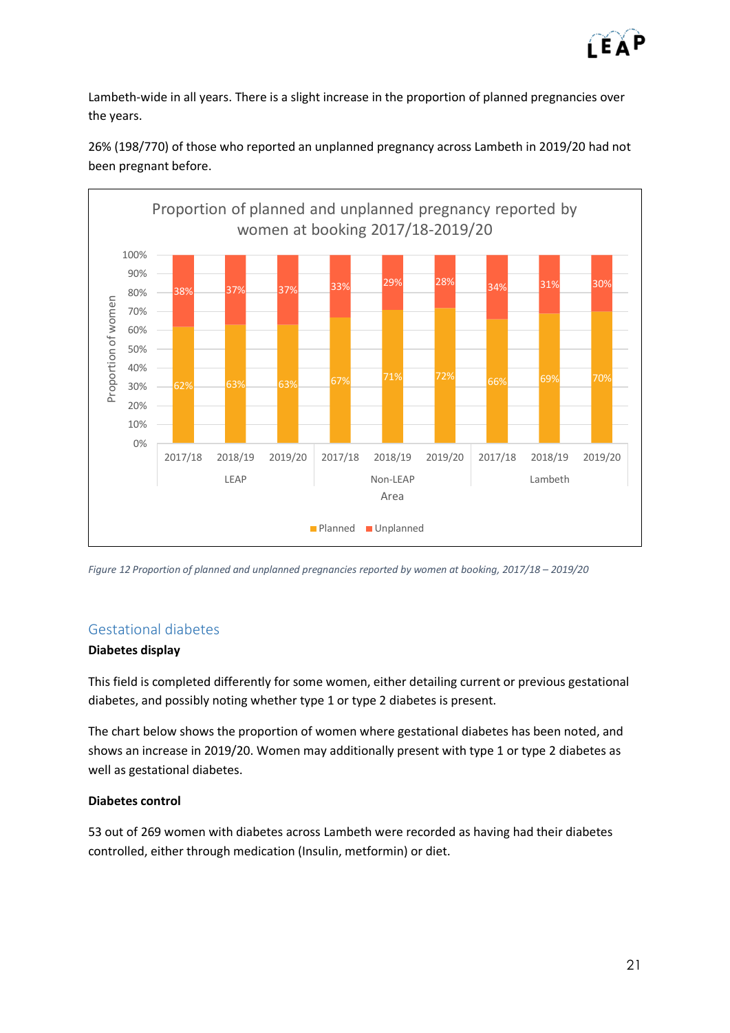Lambeth-wide in all years. There is a slight increase in the proportion of planned pregnancies over the years.

26% (198/770) of those who reported an unplanned pregnancy across Lambeth in 2019/20 had not been pregnant before.

**Proportion of planned and unplanned pregnancy reported by women at booking 2017/18-2019/20**

| Area | Year | Planned | Unplanned |
| --- | --- | --- | --- |
| LEAP | 2017/18 | 62% | 38% |
| LEAP | 2018/19 | 63% | 37% |
| LEAP | 2019/20 | 63% | 37% |
| Non-LEAP | 2017/18 | 67% | 33% |
| Non-LEAP | 2018/19 | 71% | 29% |
| Non-LEAP | 2019/20 | 72% | 28% |
| Lambeth | 2017/18 | 66% | 34% |
| Lambeth | 2018/19 | 69% | 31% |
| Lambeth | 2019/20 | 70% | 30% |

*Figure 12 Proportion of planned and unplanned pregnancies reported by women at booking, 2017/18 – 2019/20*

## Gestational diabetes

**Diabetes display**

This field is completed differently for some women, either detailing current or previous gestational diabetes, and possibly noting whether type 1 or type 2 diabetes is present.

The chart below shows the proportion of women where gestational diabetes has been noted, and shows an increase in 2019/20. Women may additionally present with type 1 or type 2 diabetes as well as gestational diabetes.

**Diabetes control**

53 out of 269 women with diabetes across Lambeth were recorded as having had their diabetes controlled, either through medication (Insulin, metformin) or diet.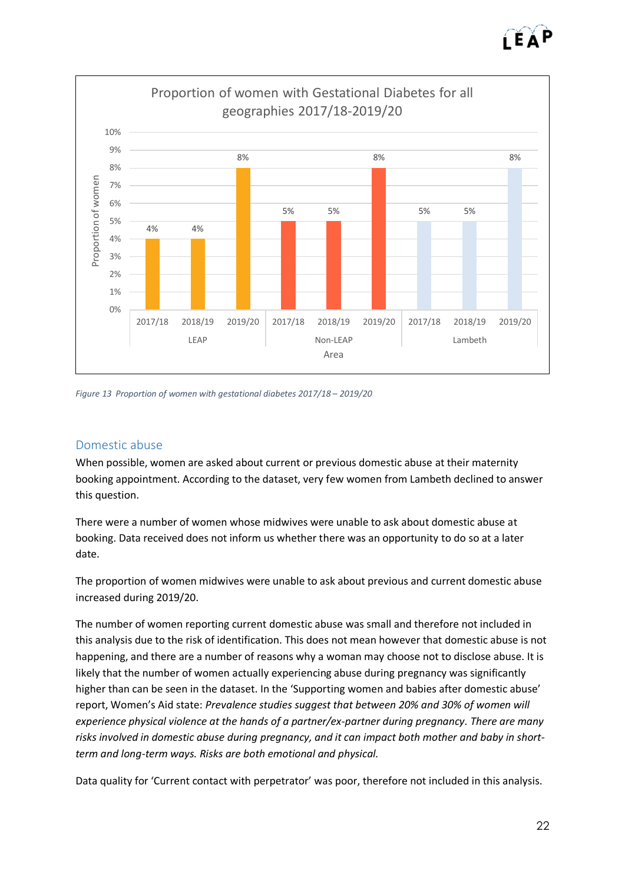Proportion of women with Gestational Diabetes for all geographies 2017/18-2019/20

| Area | 2017/18 | 2018/19 | 2019/20 |
|---|---|---|---|
| LEAP | 4% | 4% | 8% |
| Non-LEAP | 5% | 5% | 8% |
| Lambeth | 5% | 5% | 8% |

*Figure 13 Proportion of women with gestational diabetes 2017/18 – 2019/20*

## Domestic abuse

When possible, women are asked about current or previous domestic abuse at their maternity booking appointment. According to the dataset, very few women from Lambeth declined to answer this question.

There were a number of women whose midwives were unable to ask about domestic abuse at booking. Data received does not inform us whether there was an opportunity to do so at a later date.

The proportion of women midwives were unable to ask about previous and current domestic abuse increased during 2019/20.

The number of women reporting current domestic abuse was small and therefore not included in this analysis due to the risk of identification. This does not mean however that domestic abuse is not happening, and there are a number of reasons why a woman may choose not to disclose abuse. It is likely that the number of women actually experiencing abuse during pregnancy was significantly higher than can be seen in the dataset. In the 'Supporting women and babies after domestic abuse' report, Women's Aid state: *Prevalence studies suggest that between 20% and 30% of women will experience physical violence at the hands of a partner/ex-partner during pregnancy. There are many risks involved in domestic abuse during pregnancy, and it can impact both mother and baby in short-term and long-term ways. Risks are both emotional and physical.*

Data quality for 'Current contact with perpetrator' was poor, therefore not included in this analysis.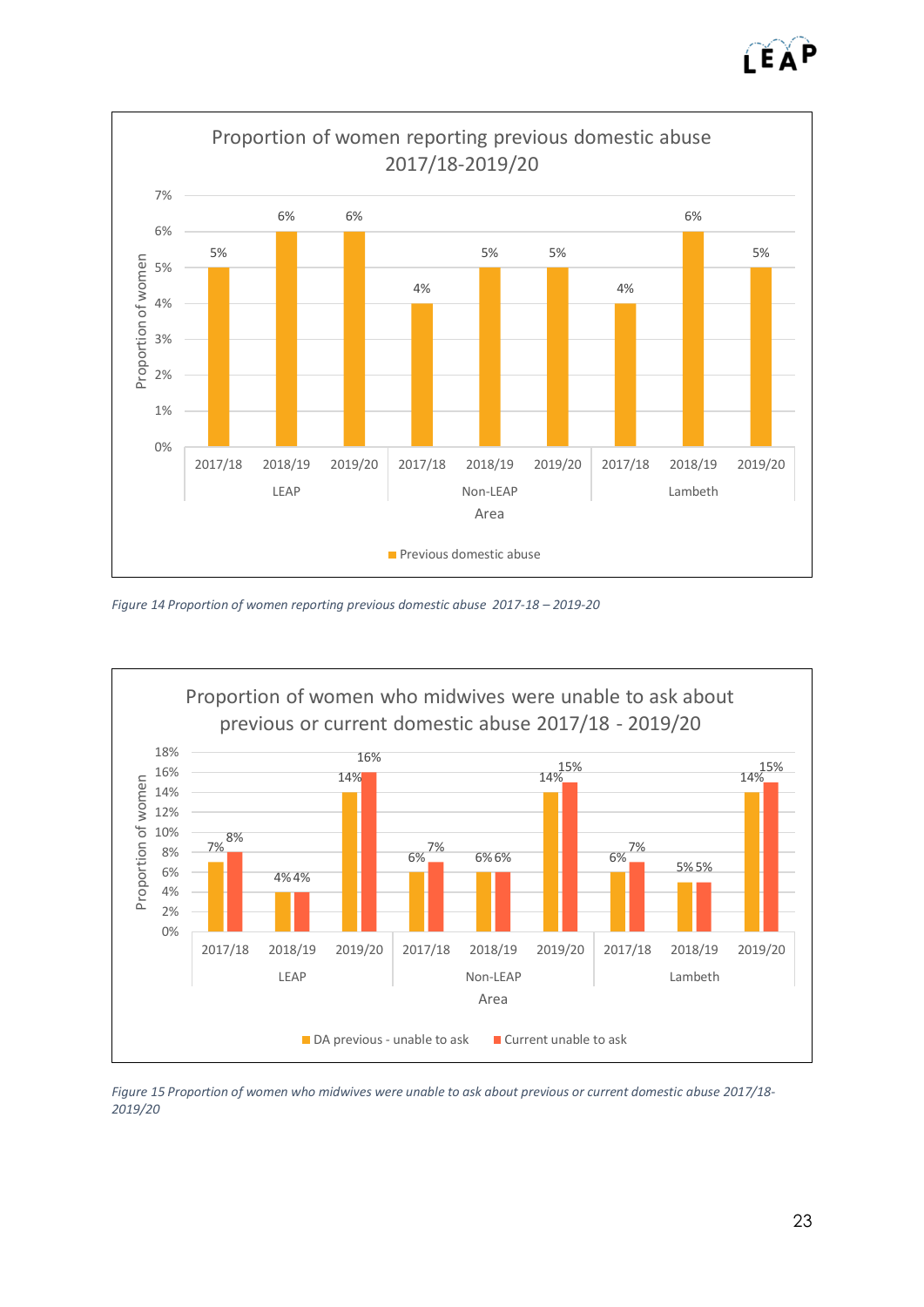**Proportion of women reporting previous domestic abuse 2017/18-2019/20**

| Area | Year | Previous domestic abuse |
|---|---|---|
| LEAP | 2017/18 | 5% |
| LEAP | 2018/19 | 6% |
| LEAP | 2019/20 | 6% |
| Non-LEAP | 2017/18 | 4% |
| Non-LEAP | 2018/19 | 5% |
| Non-LEAP | 2019/20 | 5% |
| Lambeth | 2017/18 | 4% |
| Lambeth | 2018/19 | 6% |
| Lambeth | 2019/20 | 5% |

*Figure 14 Proportion of women reporting previous domestic abuse 2017-18 – 2019-20*

**Proportion of women who midwives were unable to ask about previous or current domestic abuse 2017/18 - 2019/20**

| Area | Year | DA previous - unable to ask | Current unable to ask |
|---|---|---|---|
| LEAP | 2017/18 | 7% | 8% |
| LEAP | 2018/19 | 4% | 4% |
| LEAP | 2019/20 | 14% | 16% |
| Non-LEAP | 2017/18 | 6% | 7% |
| Non-LEAP | 2018/19 | 6% | 6% |
| Non-LEAP | 2019/20 | 14% | 15% |
| Lambeth | 2017/18 | 6% | 7% |
| Lambeth | 2018/19 | 5% | 5% |
| Lambeth | 2019/20 | 14% | 15% |

*Figure 15 Proportion of women who midwives were unable to ask about previous or current domestic abuse 2017/18-2019/20*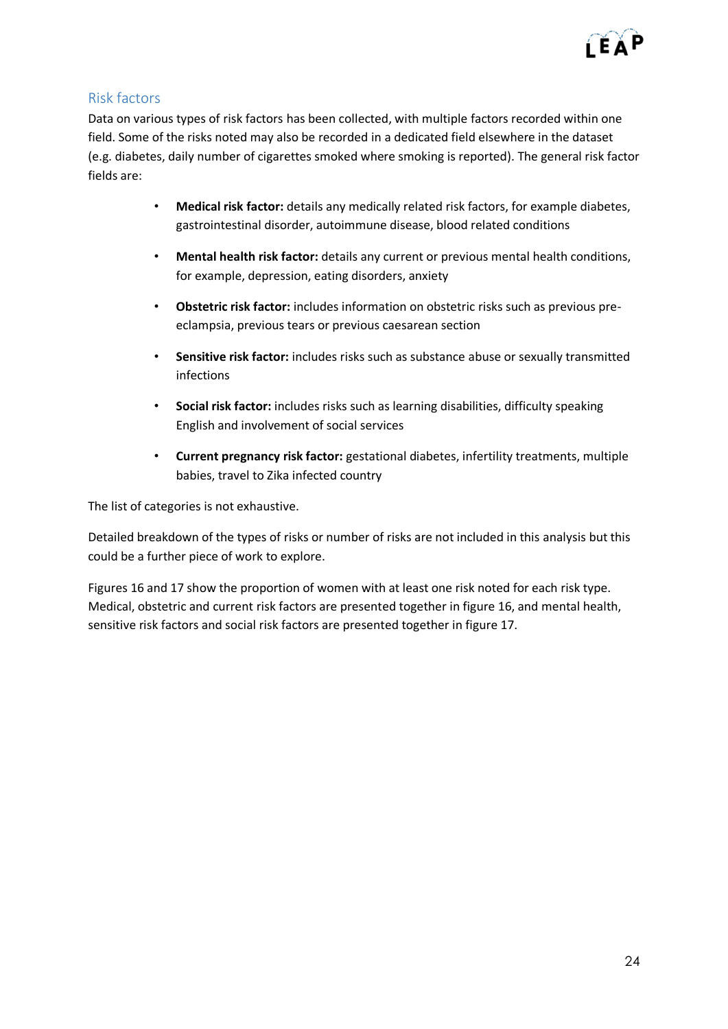## Risk factors

Data on various types of risk factors has been collected, with multiple factors recorded within one field. Some of the risks noted may also be recorded in a dedicated field elsewhere in the dataset (e.g. diabetes, daily number of cigarettes smoked where smoking is reported). The general risk factor fields are:

- **Medical risk factor:** details any medically related risk factors, for example diabetes, gastrointestinal disorder, autoimmune disease, blood related conditions
- **Mental health risk factor:** details any current or previous mental health conditions, for example, depression, eating disorders, anxiety
- **Obstetric risk factor:** includes information on obstetric risks such as previous pre-eclampsia, previous tears or previous caesarean section
- **Sensitive risk factor:** includes risks such as substance abuse or sexually transmitted infections
- **Social risk factor:** includes risks such as learning disabilities, difficulty speaking English and involvement of social services
- **Current pregnancy risk factor:** gestational diabetes, infertility treatments, multiple babies, travel to Zika infected country

The list of categories is not exhaustive.

Detailed breakdown of the types of risks or number of risks are not included in this analysis but this could be a further piece of work to explore.

Figures 16 and 17 show the proportion of women with at least one risk noted for each risk type. Medical, obstetric and current risk factors are presented together in figure 16, and mental health, sensitive risk factors and social risk factors are presented together in figure 17.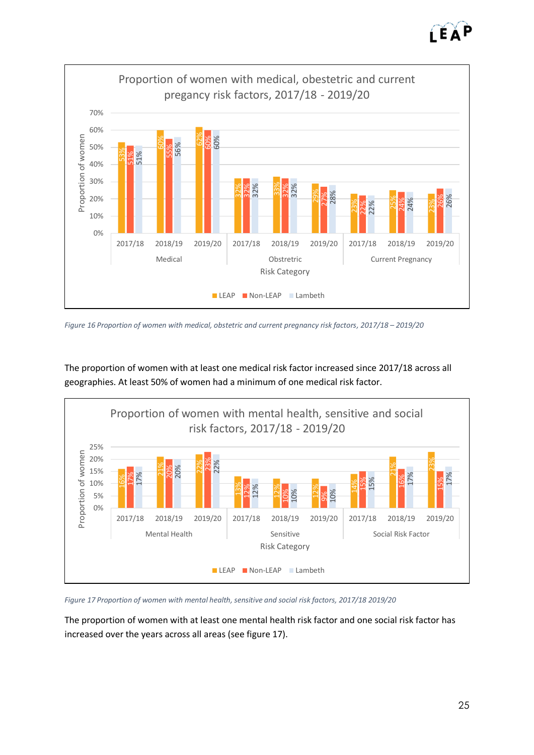Proportion of women with medical, obestetric and current pregancy risk factors, 2017/18 - 2019/20

| Risk Category | Year | LEAP | Non-LEAP | Lambeth |
|---|---|---|---|---|
| Medical | 2017/18 | 53% | 51% | 51% |
| Medical | 2018/19 | 60% | 55% | 56% |
| Medical | 2019/20 | 62% | 60% | 60% |
| Obstretric | 2017/18 | 32% | 32% | 32% |
| Obstretric | 2018/19 | 33% | 32% | 32% |
| Obstretric | 2019/20 | 29% | 27% | 28% |
| Current Pregnancy | 2017/18 | 23% | 22% | 22% |
| Current Pregnancy | 2018/19 | 25% | 24% | 24% |
| Current Pregnancy | 2019/20 | 23% | 26% | 26% |

*Figure 16 Proportion of women with medical, obstetric and current pregnancy risk factors, 2017/18 – 2019/20*

The proportion of women with at least one medical risk factor increased since 2017/18 across all geographies. At least 50% of women had a minimum of one medical risk factor.

Proportion of women with mental health, sensitive and social risk factors, 2017/18 - 2019/20

| Risk Category | Year | LEAP | Non-LEAP | Lambeth |
|---|---|---|---|---|
| Mental Health | 2017/18 | 16% | 17% | 17% |
| Mental Health | 2018/19 | 21% | 20% | 20% |
| Mental Health | 2019/20 | 22% | 23% | 22% |
| Sensitive | 2017/18 | 13% | 12% | 12% |
| Sensitive | 2018/19 | 12% | 10% | 10% |
| Sensitive | 2019/20 | 12% | 9% | 10% |
| Social Risk Factor | 2017/18 | 14% | 15% | 15% |
| Social Risk Factor | 2018/19 | 21% | 16% | 17% |
| Social Risk Factor | 2019/20 | 23% | 15% | 17% |

*Figure 17 Proportion of women with mental health, sensitive and social risk factors, 2017/18 2019/20*

The proportion of women with at least one mental health risk factor and one social risk factor has increased over the years across all areas (see figure 17).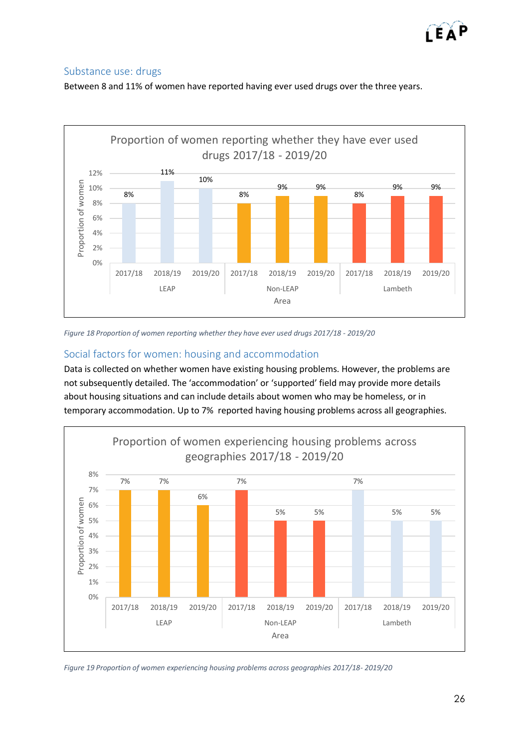## Substance use: drugs

Between 8 and 11% of women have reported having ever used drugs over the three years.

| Area | Year | Proportion of women |
|---|---|---|
| LEAP | 2017/18 | 8% |
| LEAP | 2018/19 | 11% |
| LEAP | 2019/20 | 10% |
| Non-LEAP | 2017/18 | 8% |
| Non-LEAP | 2018/19 | 9% |
| Non-LEAP | 2019/20 | 9% |
| Lambeth | 2017/18 | 8% |
| Lambeth | 2018/19 | 9% |
| Lambeth | 2019/20 | 9% |

*Figure 18 Proportion of women reporting whether they have ever used drugs 2017/18 - 2019/20*

## Social factors for women: housing and accommodation

Data is collected on whether women have existing housing problems. However, the problems are not subsequently detailed. The 'accommodation' or 'supported' field may provide more details about housing situations and can include details about women who may be homeless, or in temporary accommodation. Up to 7% reported having housing problems across all geographies.

| Area | Year | Proportion of women |
|---|---|---|
| LEAP | 2017/18 | 7% |
| LEAP | 2018/19 | 7% |
| LEAP | 2019/20 | 6% |
| Non-LEAP | 2017/18 | 7% |
| Non-LEAP | 2018/19 | 5% |
| Non-LEAP | 2019/20 | 5% |
| Lambeth | 2017/18 | 7% |
| Lambeth | 2018/19 | 5% |
| Lambeth | 2019/20 | 5% |

*Figure 19 Proportion of women experiencing housing problems across geographies 2017/18- 2019/20*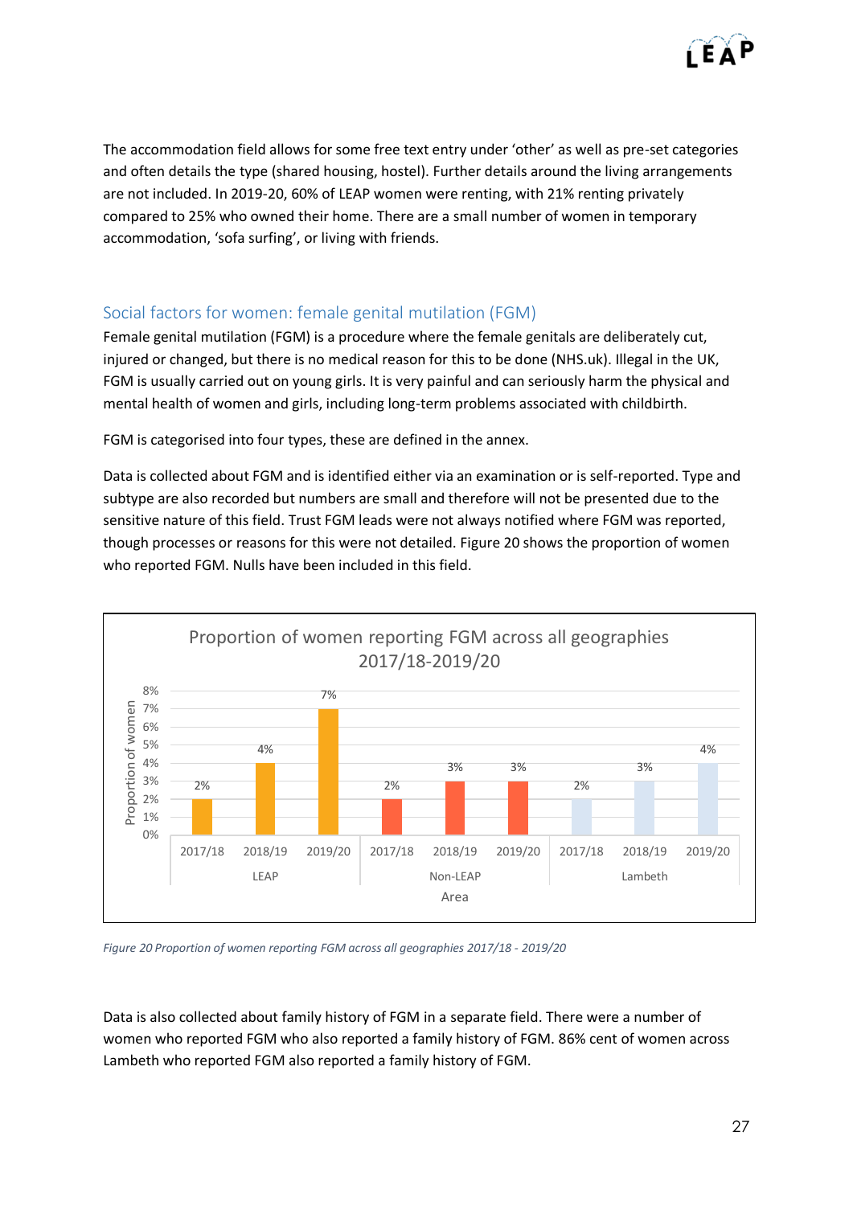The accommodation field allows for some free text entry under 'other' as well as pre-set categories and often details the type (shared housing, hostel). Further details around the living arrangements are not included. In 2019-20, 60% of LEAP women were renting, with 21% renting privately compared to 25% who owned their home. There are a small number of women in temporary accommodation, 'sofa surfing', or living with friends.

## Social factors for women: female genital mutilation (FGM)

Female genital mutilation (FGM) is a procedure where the female genitals are deliberately cut, injured or changed, but there is no medical reason for this to be done (NHS.uk). Illegal in the UK, FGM is usually carried out on young girls. It is very painful and can seriously harm the physical and mental health of women and girls, including long-term problems associated with childbirth.

FGM is categorised into four types, these are defined in the annex.

Data is collected about FGM and is identified either via an examination or is self-reported. Type and subtype are also recorded but numbers are small and therefore will not be presented due to the sensitive nature of this field. Trust FGM leads were not always notified where FGM was reported, though processes or reasons for this were not detailed. Figure 20 shows the proportion of women who reported FGM. Nulls have been included in this field.

**Proportion of women reporting FGM across all geographies 2017/18-2019/20**

| Area | 2017/18 | 2018/19 | 2019/20 |
|---|---|---|---|
| LEAP | 2% | 4% | 7% |
| Non-LEAP | 2% | 3% | 3% |
| Lambeth | 2% | 3% | 4% |

*Figure 20 Proportion of women reporting FGM across all geographies 2017/18 - 2019/20*

Data is also collected about family history of FGM in a separate field. There were a number of women who reported FGM who also reported a family history of FGM. 86% cent of women across Lambeth who reported FGM also reported a family history of FGM.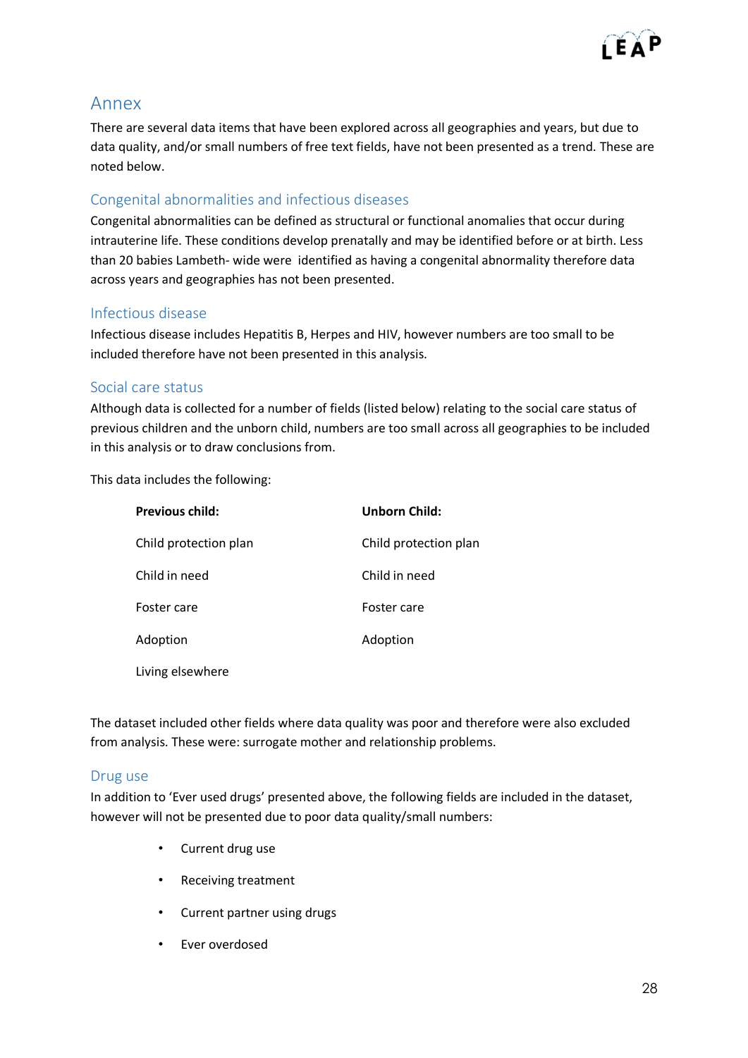# Annex

There are several data items that have been explored across all geographies and years, but due to data quality, and/or small numbers of free text fields, have not been presented as a trend. These are noted below.

## Congenital abnormalities and infectious diseases

Congenital abnormalities can be defined as structural or functional anomalies that occur during intrauterine life. These conditions develop prenatally and may be identified before or at birth. Less than 20 babies Lambeth- wide were identified as having a congenital abnormality therefore data across years and geographies has not been presented.

## Infectious disease

Infectious disease includes Hepatitis B, Herpes and HIV, however numbers are too small to be included therefore have not been presented in this analysis.

## Social care status

Although data is collected for a number of fields (listed below) relating to the social care status of previous children and the unborn child, numbers are too small across all geographies to be included in this analysis or to draw conclusions from.

This data includes the following:

| **Previous child:** | **Unborn Child:** |
|---|---|
| Child protection plan | Child protection plan |
| Child in need | Child in need |
| Foster care | Foster care |
| Adoption | Adoption |
| Living elsewhere | |

The dataset included other fields where data quality was poor and therefore were also excluded from analysis. These were: surrogate mother and relationship problems.

## Drug use

In addition to 'Ever used drugs' presented above, the following fields are included in the dataset, however will not be presented due to poor data quality/small numbers:

- Current drug use
- Receiving treatment
- Current partner using drugs
- Ever overdosed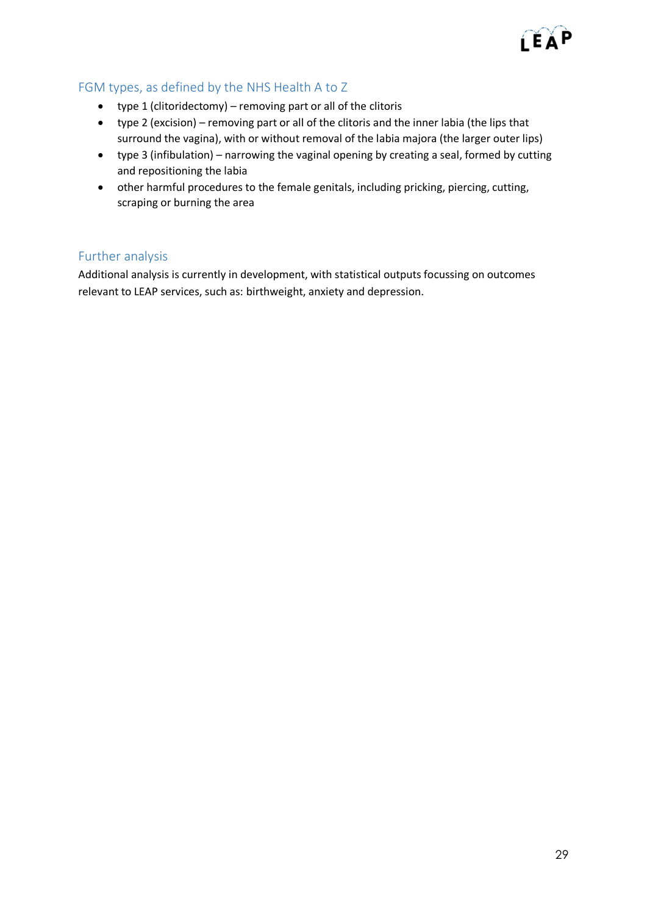## FGM types, as defined by the NHS Health A to Z

- type 1 (clitoridectomy) – removing part or all of the clitoris
- type 2 (excision) – removing part or all of the clitoris and the inner labia (the lips that surround the vagina), with or without removal of the labia majora (the larger outer lips)
- type 3 (infibulation) – narrowing the vaginal opening by creating a seal, formed by cutting and repositioning the labia
- other harmful procedures to the female genitals, including pricking, piercing, cutting, scraping or burning the area

## Further analysis

Additional analysis is currently in development, with statistical outputs focussing on outcomes relevant to LEAP services, such as: birthweight, anxiety and depression.